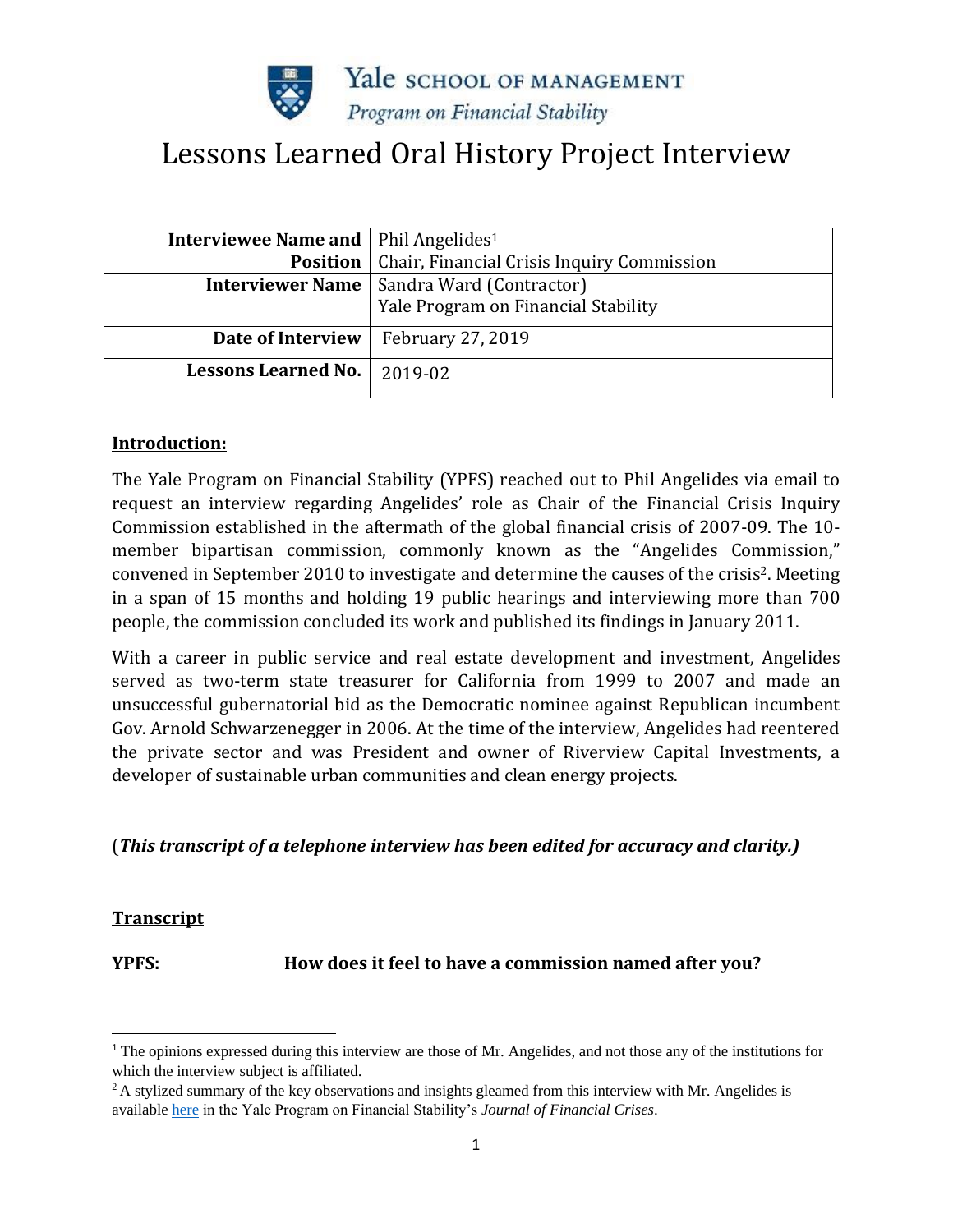Yale SCHOOL OF MANAGEMENT
*Program on Financial Stability*

# Lessons Learned Oral History Project Interview

| | |
|---|---|
| **Interviewee Name and Position** | Phil Angelides[1]<br>Chair, Financial Crisis Inquiry Commission |
| **Interviewer Name** | Sandra Ward (Contractor)<br>Yale Program on Financial Stability |
| **Date of Interview** | February 27, 2019 |
| **Lessons Learned No.** | 2019-02 |

**Introduction:**

The Yale Program on Financial Stability (YPFS) reached out to Phil Angelides via email to request an interview regarding Angelides' role as Chair of the Financial Crisis Inquiry Commission established in the aftermath of the global financial crisis of 2007-09. The 10-member bipartisan commission, commonly known as the "Angelides Commission," convened in September 2010 to investigate and determine the causes of the crisis[2]. Meeting in a span of 15 months and holding 19 public hearings and interviewing more than 700 people, the commission concluded its work and published its findings in January 2011.

With a career in public service and real estate development and investment, Angelides served as two-term state treasurer for California from 1999 to 2007 and made an unsuccessful gubernatorial bid as the Democratic nominee against Republican incumbent Gov. Arnold Schwarzenegger in 2006. At the time of the interview, Angelides had reentered the private sector and was President and owner of Riverview Capital Investments, a developer of sustainable urban communities and clean energy projects.

(***This transcript of a telephone interview has been edited for accuracy and clarity.)***

**Transcript**

**YPFS: How does it feel to have a commission named after you?**

---

[1] The opinions expressed during this interview are those of Mr. Angelides, and not those any of the institutions for which the interview subject is affiliated.

[2] A stylized summary of the key observations and insights gleamed from this interview with Mr. Angelides is available here in the Yale Program on Financial Stability's *Journal of Financial Crises*.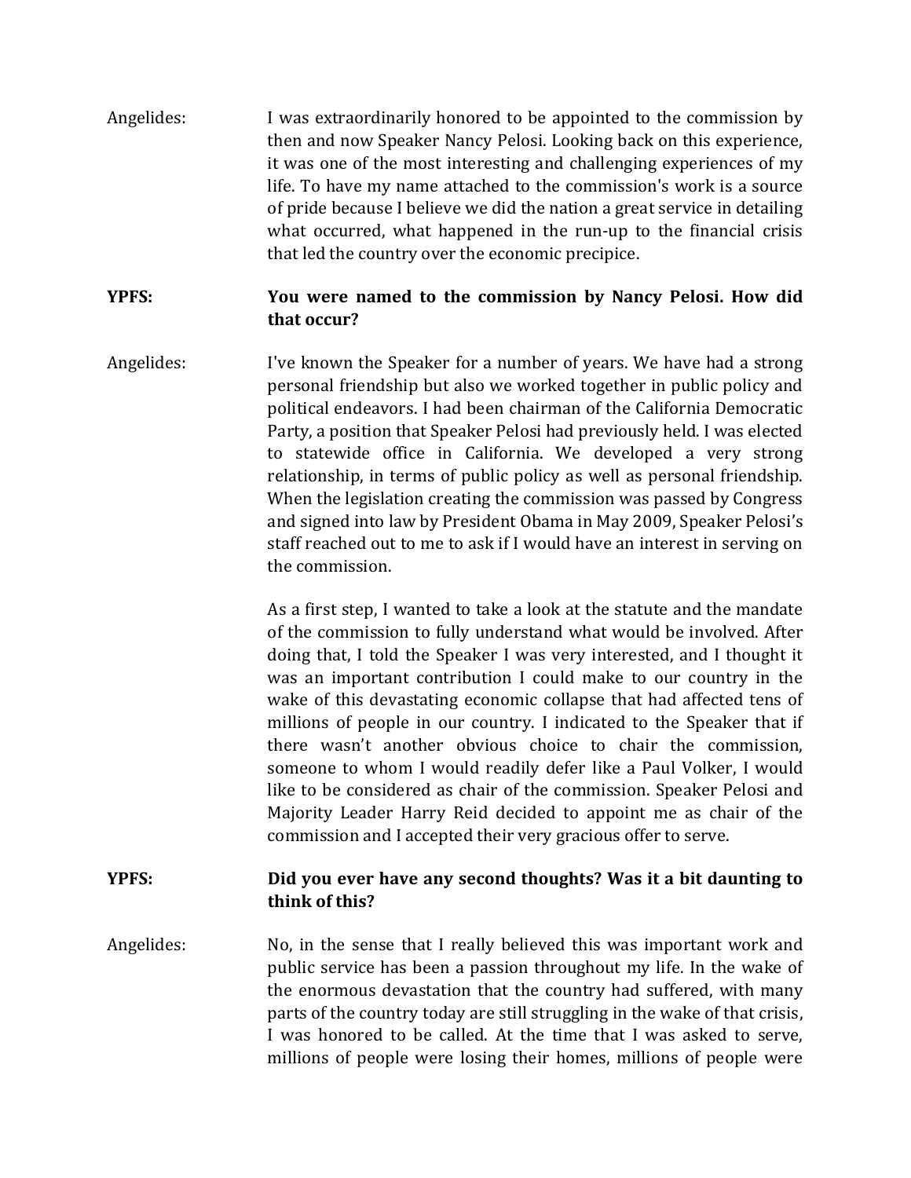Angelides: I was extraordinarily honored to be appointed to the commission by then and now Speaker Nancy Pelosi. Looking back on this experience, it was one of the most interesting and challenging experiences of my life. To have my name attached to the commission's work is a source of pride because I believe we did the nation a great service in detailing what occurred, what happened in the run-up to the financial crisis that led the country over the economic precipice.

**YPFS: You were named to the commission by Nancy Pelosi. How did that occur?**

Angelides: I've known the Speaker for a number of years. We have had a strong personal friendship but also we worked together in public policy and political endeavors. I had been chairman of the California Democratic Party, a position that Speaker Pelosi had previously held. I was elected to statewide office in California. We developed a very strong relationship, in terms of public policy as well as personal friendship. When the legislation creating the commission was passed by Congress and signed into law by President Obama in May 2009, Speaker Pelosi's staff reached out to me to ask if I would have an interest in serving on the commission.

As a first step, I wanted to take a look at the statute and the mandate of the commission to fully understand what would be involved. After doing that, I told the Speaker I was very interested, and I thought it was an important contribution I could make to our country in the wake of this devastating economic collapse that had affected tens of millions of people in our country. I indicated to the Speaker that if there wasn't another obvious choice to chair the commission, someone to whom I would readily defer like a Paul Volker, I would like to be considered as chair of the commission. Speaker Pelosi and Majority Leader Harry Reid decided to appoint me as chair of the commission and I accepted their very gracious offer to serve.

**YPFS: Did you ever have any second thoughts? Was it a bit daunting to think of this?**

Angelides: No, in the sense that I really believed this was important work and public service has been a passion throughout my life. In the wake of the enormous devastation that the country had suffered, with many parts of the country today are still struggling in the wake of that crisis, I was honored to be called. At the time that I was asked to serve, millions of people were losing their homes, millions of people were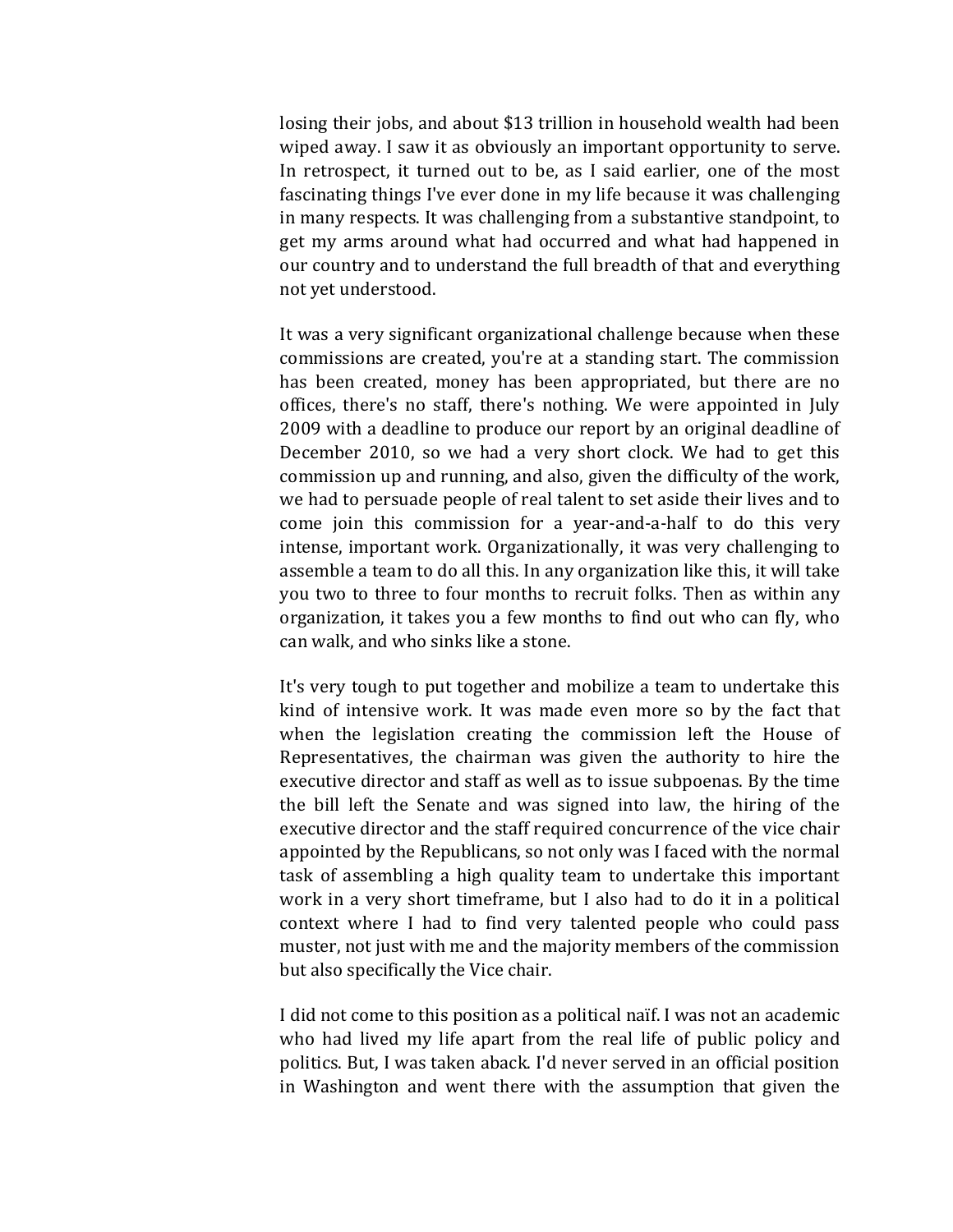losing their jobs, and about $13 trillion in household wealth had been wiped away. I saw it as obviously an important opportunity to serve. In retrospect, it turned out to be, as I said earlier, one of the most fascinating things I've ever done in my life because it was challenging in many respects. It was challenging from a substantive standpoint, to get my arms around what had occurred and what had happened in our country and to understand the full breadth of that and everything not yet understood.

It was a very significant organizational challenge because when these commissions are created, you're at a standing start. The commission has been created, money has been appropriated, but there are no offices, there's no staff, there's nothing. We were appointed in July 2009 with a deadline to produce our report by an original deadline of December 2010, so we had a very short clock. We had to get this commission up and running, and also, given the difficulty of the work, we had to persuade people of real talent to set aside their lives and to come join this commission for a year-and-a-half to do this very intense, important work. Organizationally, it was very challenging to assemble a team to do all this. In any organization like this, it will take you two to three to four months to recruit folks. Then as within any organization, it takes you a few months to find out who can fly, who can walk, and who sinks like a stone.

It's very tough to put together and mobilize a team to undertake this kind of intensive work. It was made even more so by the fact that when the legislation creating the commission left the House of Representatives, the chairman was given the authority to hire the executive director and staff as well as to issue subpoenas. By the time the bill left the Senate and was signed into law, the hiring of the executive director and the staff required concurrence of the vice chair appointed by the Republicans, so not only was I faced with the normal task of assembling a high quality team to undertake this important work in a very short timeframe, but I also had to do it in a political context where I had to find very talented people who could pass muster, not just with me and the majority members of the commission but also specifically the Vice chair.

I did not come to this position as a political naïf. I was not an academic who had lived my life apart from the real life of public policy and politics. But, I was taken aback. I'd never served in an official position in Washington and went there with the assumption that given the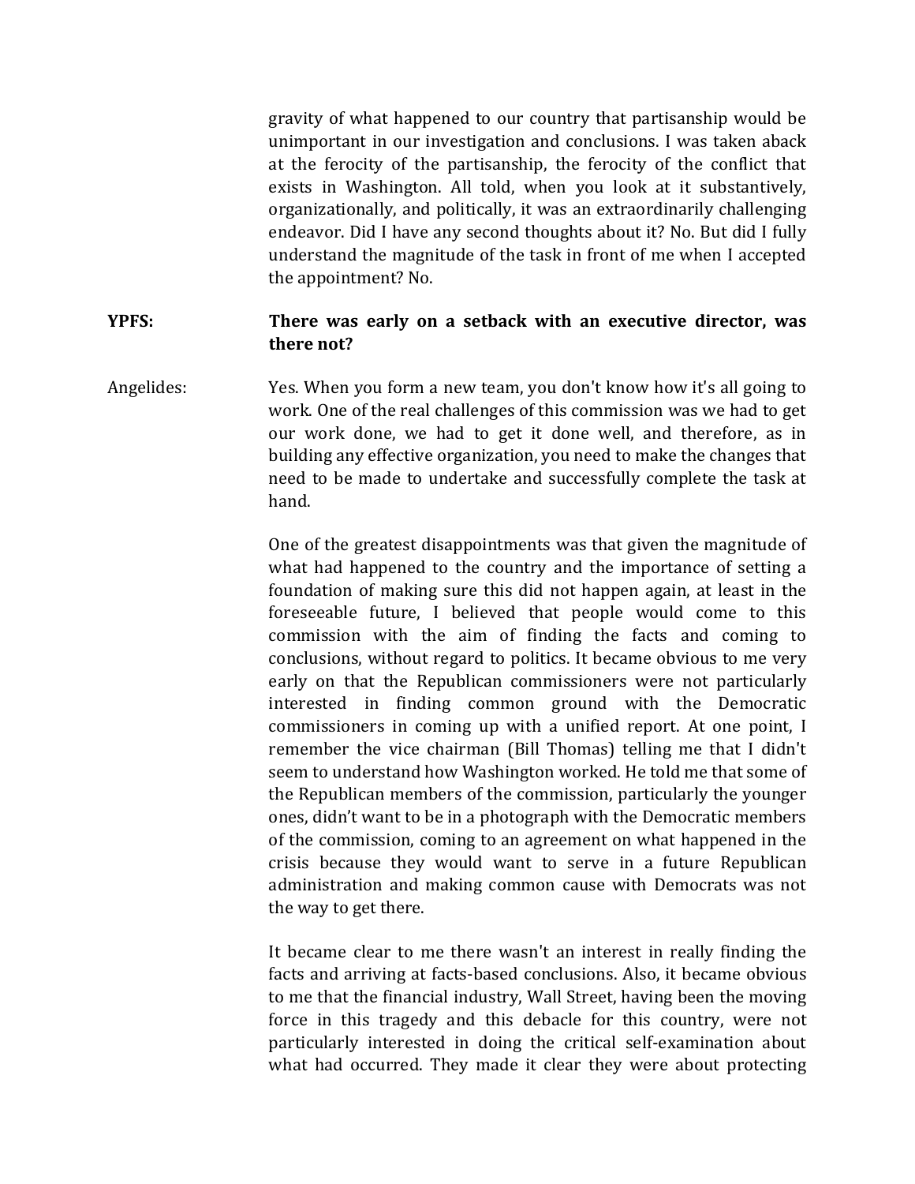gravity of what happened to our country that partisanship would be unimportant in our investigation and conclusions. I was taken aback at the ferocity of the partisanship, the ferocity of the conflict that exists in Washington. All told, when you look at it substantively, organizationally, and politically, it was an extraordinarily challenging endeavor. Did I have any second thoughts about it? No. But did I fully understand the magnitude of the task in front of me when I accepted the appointment? No.

**YPFS:** **There was early on a setback with an executive director, was there not?**

Angelides: Yes. When you form a new team, you don't know how it's all going to work. One of the real challenges of this commission was we had to get our work done, we had to get it done well, and therefore, as in building any effective organization, you need to make the changes that need to be made to undertake and successfully complete the task at hand.

One of the greatest disappointments was that given the magnitude of what had happened to the country and the importance of setting a foundation of making sure this did not happen again, at least in the foreseeable future, I believed that people would come to this commission with the aim of finding the facts and coming to conclusions, without regard to politics. It became obvious to me very early on that the Republican commissioners were not particularly interested in finding common ground with the Democratic commissioners in coming up with a unified report. At one point, I remember the vice chairman (Bill Thomas) telling me that I didn't seem to understand how Washington worked. He told me that some of the Republican members of the commission, particularly the younger ones, didn't want to be in a photograph with the Democratic members of the commission, coming to an agreement on what happened in the crisis because they would want to serve in a future Republican administration and making common cause with Democrats was not the way to get there.

It became clear to me there wasn't an interest in really finding the facts and arriving at facts-based conclusions. Also, it became obvious to me that the financial industry, Wall Street, having been the moving force in this tragedy and this debacle for this country, were not particularly interested in doing the critical self-examination about what had occurred. They made it clear they were about protecting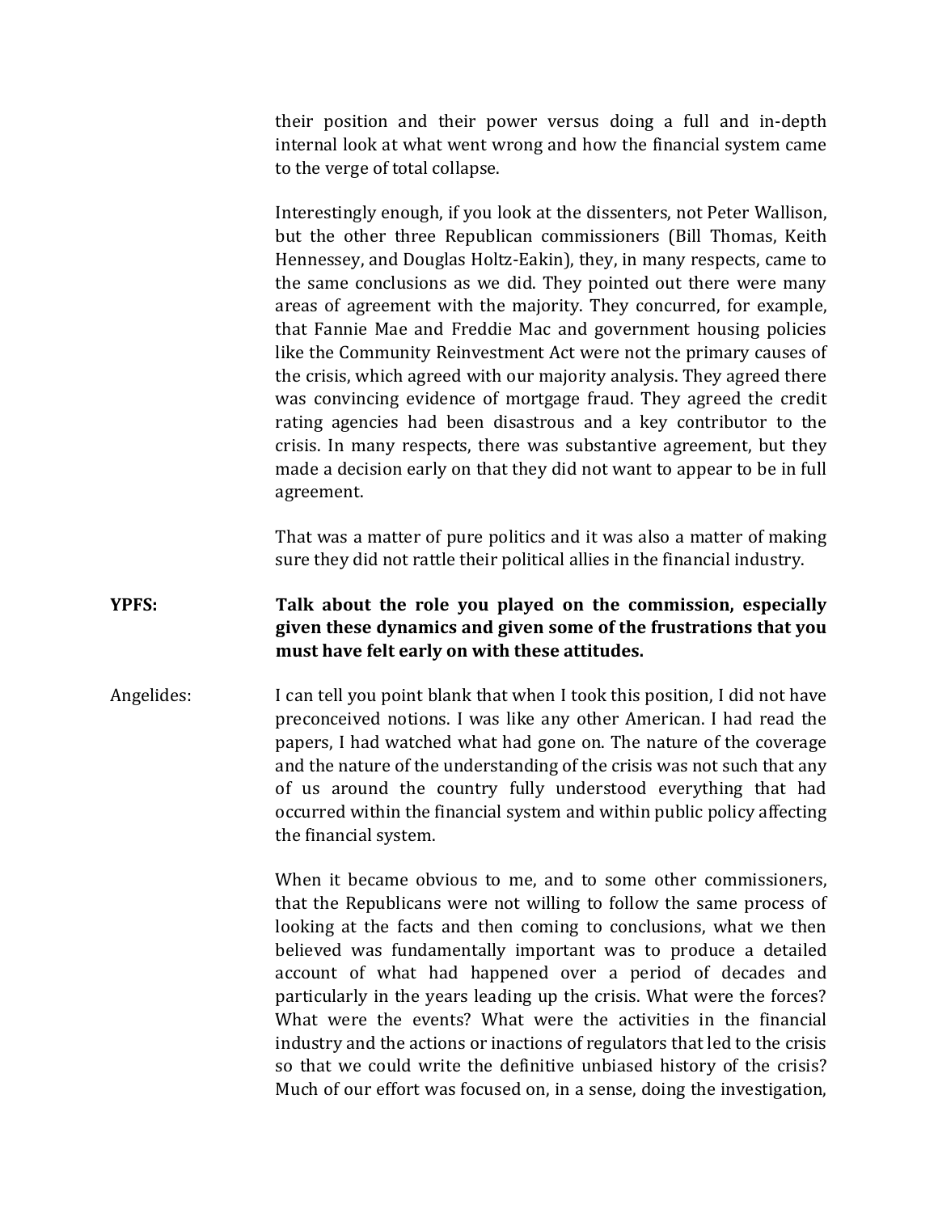their position and their power versus doing a full and in-depth internal look at what went wrong and how the financial system came to the verge of total collapse.

Interestingly enough, if you look at the dissenters, not Peter Wallison, but the other three Republican commissioners (Bill Thomas, Keith Hennessey, and Douglas Holtz-Eakin), they, in many respects, came to the same conclusions as we did. They pointed out there were many areas of agreement with the majority. They concurred, for example, that Fannie Mae and Freddie Mac and government housing policies like the Community Reinvestment Act were not the primary causes of the crisis, which agreed with our majority analysis. They agreed there was convincing evidence of mortgage fraud. They agreed the credit rating agencies had been disastrous and a key contributor to the crisis. In many respects, there was substantive agreement, but they made a decision early on that they did not want to appear to be in full agreement.

That was a matter of pure politics and it was also a matter of making sure they did not rattle their political allies in the financial industry.

**YPFS:** **Talk about the role you played on the commission, especially given these dynamics and given some of the frustrations that you must have felt early on with these attitudes.**

Angelides: I can tell you point blank that when I took this position, I did not have preconceived notions. I was like any other American. I had read the papers, I had watched what had gone on. The nature of the coverage and the nature of the understanding of the crisis was not such that any of us around the country fully understood everything that had occurred within the financial system and within public policy affecting the financial system.

When it became obvious to me, and to some other commissioners, that the Republicans were not willing to follow the same process of looking at the facts and then coming to conclusions, what we then believed was fundamentally important was to produce a detailed account of what had happened over a period of decades and particularly in the years leading up the crisis. What were the forces? What were the events? What were the activities in the financial industry and the actions or inactions of regulators that led to the crisis so that we could write the definitive unbiased history of the crisis? Much of our effort was focused on, in a sense, doing the investigation,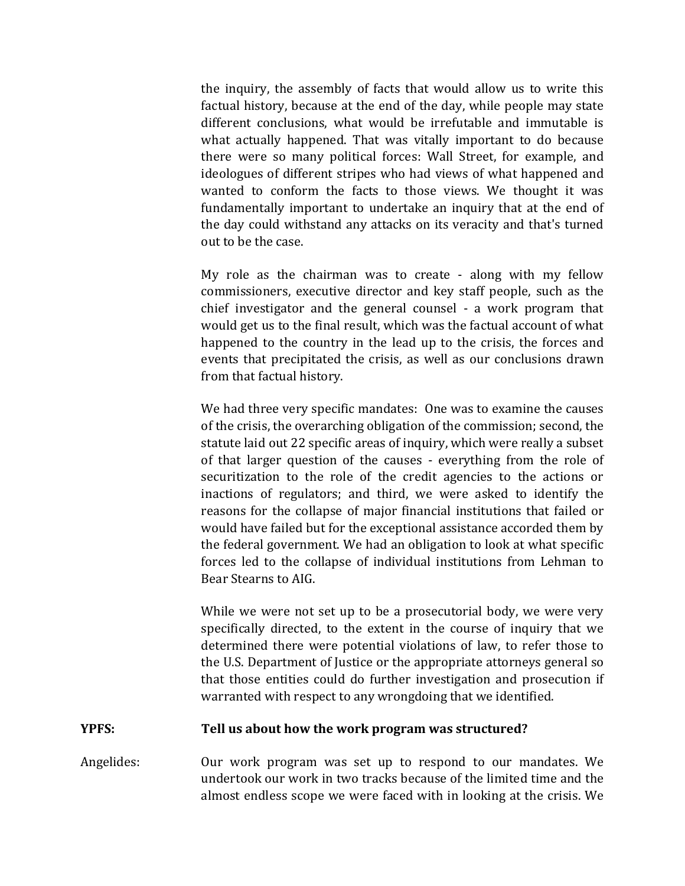the inquiry, the assembly of facts that would allow us to write this factual history, because at the end of the day, while people may state different conclusions, what would be irrefutable and immutable is what actually happened. That was vitally important to do because there were so many political forces: Wall Street, for example, and ideologues of different stripes who had views of what happened and wanted to conform the facts to those views. We thought it was fundamentally important to undertake an inquiry that at the end of the day could withstand any attacks on its veracity and that's turned out to be the case.

My role as the chairman was to create - along with my fellow commissioners, executive director and key staff people, such as the chief investigator and the general counsel - a work program that would get us to the final result, which was the factual account of what happened to the country in the lead up to the crisis, the forces and events that precipitated the crisis, as well as our conclusions drawn from that factual history.

We had three very specific mandates: One was to examine the causes of the crisis, the overarching obligation of the commission; second, the statute laid out 22 specific areas of inquiry, which were really a subset of that larger question of the causes - everything from the role of securitization to the role of the credit agencies to the actions or inactions of regulators; and third, we were asked to identify the reasons for the collapse of major financial institutions that failed or would have failed but for the exceptional assistance accorded them by the federal government. We had an obligation to look at what specific forces led to the collapse of individual institutions from Lehman to Bear Stearns to AIG.

While we were not set up to be a prosecutorial body, we were very specifically directed, to the extent in the course of inquiry that we determined there were potential violations of law, to refer those to the U.S. Department of Justice or the appropriate attorneys general so that those entities could do further investigation and prosecution if warranted with respect to any wrongdoing that we identified.

**YPFS:** **Tell us about how the work program was structured?**

Angelides: Our work program was set up to respond to our mandates. We undertook our work in two tracks because of the limited time and the almost endless scope we were faced with in looking at the crisis. We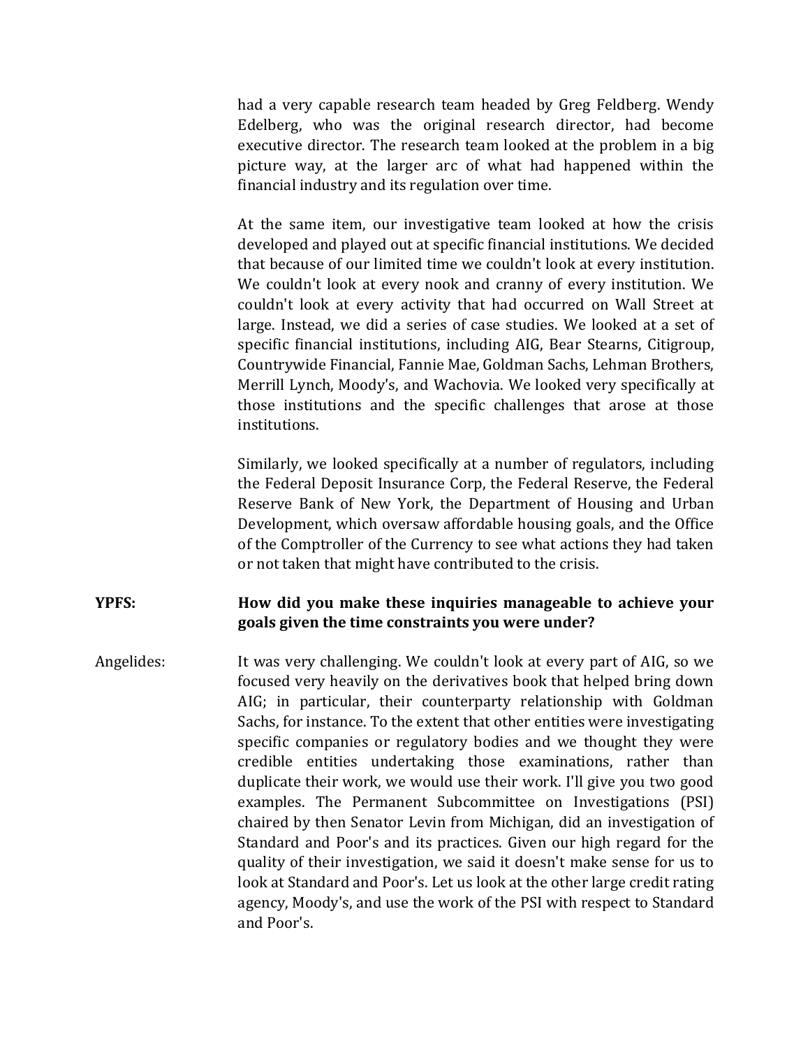had a very capable research team headed by Greg Feldberg. Wendy Edelberg, who was the original research director, had become executive director. The research team looked at the problem in a big picture way, at the larger arc of what had happened within the financial industry and its regulation over time.

At the same item, our investigative team looked at how the crisis developed and played out at specific financial institutions. We decided that because of our limited time we couldn't look at every institution. We couldn't look at every nook and cranny of every institution. We couldn't look at every activity that had occurred on Wall Street at large. Instead, we did a series of case studies. We looked at a set of specific financial institutions, including AIG, Bear Stearns, Citigroup, Countrywide Financial, Fannie Mae, Goldman Sachs, Lehman Brothers, Merrill Lynch, Moody's, and Wachovia. We looked very specifically at those institutions and the specific challenges that arose at those institutions.

Similarly, we looked specifically at a number of regulators, including the Federal Deposit Insurance Corp, the Federal Reserve, the Federal Reserve Bank of New York, the Department of Housing and Urban Development, which oversaw affordable housing goals, and the Office of the Comptroller of the Currency to see what actions they had taken or not taken that might have contributed to the crisis.

**YPFS:** **How did you make these inquiries manageable to achieve your goals given the time constraints you were under?**

Angelides: It was very challenging. We couldn't look at every part of AIG, so we focused very heavily on the derivatives book that helped bring down AIG; in particular, their counterparty relationship with Goldman Sachs, for instance. To the extent that other entities were investigating specific companies or regulatory bodies and we thought they were credible entities undertaking those examinations, rather than duplicate their work, we would use their work. I'll give you two good examples. The Permanent Subcommittee on Investigations (PSI) chaired by then Senator Levin from Michigan, did an investigation of Standard and Poor's and its practices. Given our high regard for the quality of their investigation, we said it doesn't make sense for us to look at Standard and Poor's. Let us look at the other large credit rating agency, Moody's, and use the work of the PSI with respect to Standard and Poor's.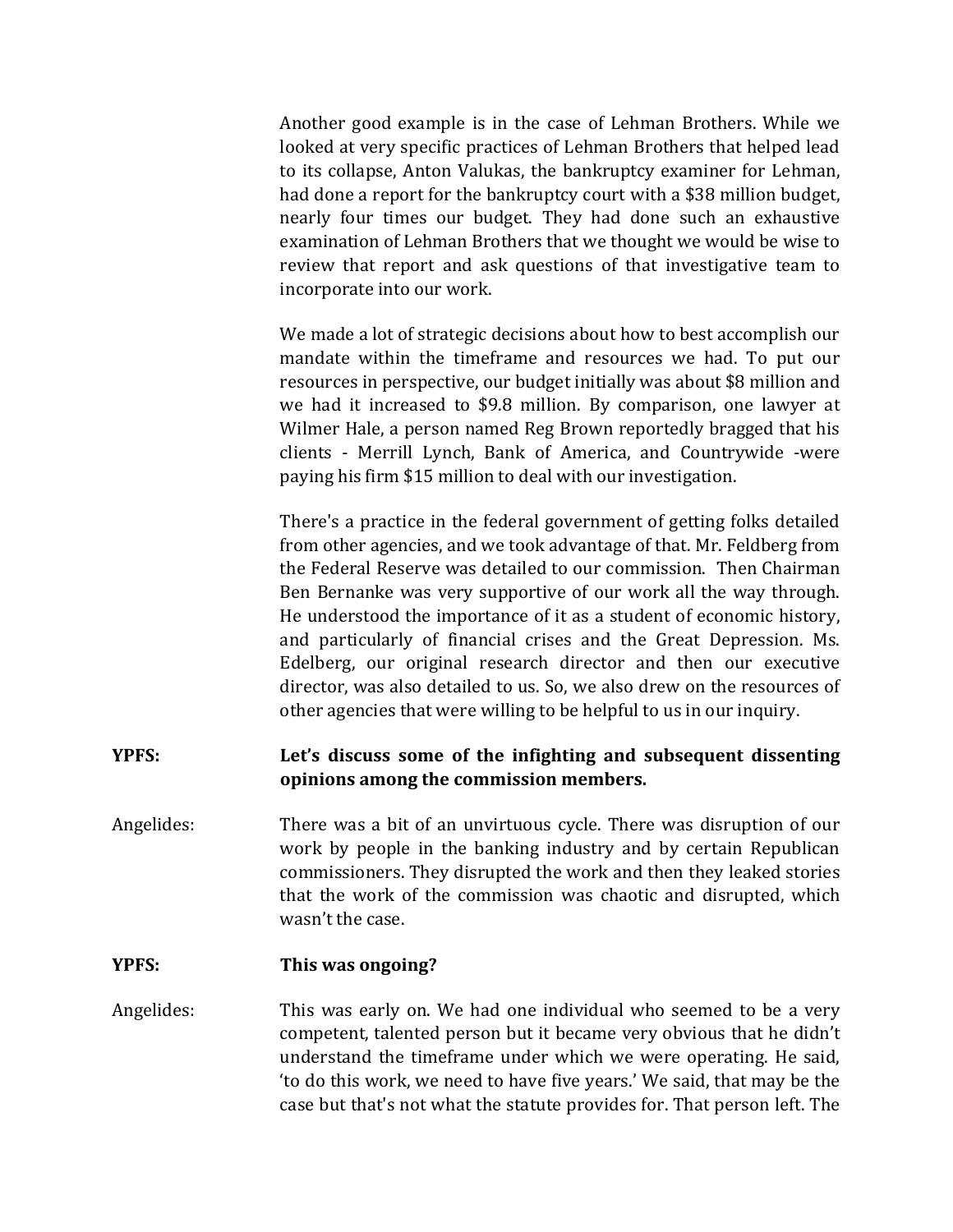Another good example is in the case of Lehman Brothers. While we looked at very specific practices of Lehman Brothers that helped lead to its collapse, Anton Valukas, the bankruptcy examiner for Lehman, had done a report for the bankruptcy court with a $38 million budget, nearly four times our budget. They had done such an exhaustive examination of Lehman Brothers that we thought we would be wise to review that report and ask questions of that investigative team to incorporate into our work.

We made a lot of strategic decisions about how to best accomplish our mandate within the timeframe and resources we had. To put our resources in perspective, our budget initially was about $8 million and we had it increased to $9.8 million. By comparison, one lawyer at Wilmer Hale, a person named Reg Brown reportedly bragged that his clients - Merrill Lynch, Bank of America, and Countrywide -were paying his firm $15 million to deal with our investigation.

There's a practice in the federal government of getting folks detailed from other agencies, and we took advantage of that. Mr. Feldberg from the Federal Reserve was detailed to our commission. Then Chairman Ben Bernanke was very supportive of our work all the way through. He understood the importance of it as a student of economic history, and particularly of financial crises and the Great Depression. Ms. Edelberg, our original research director and then our executive director, was also detailed to us. So, we also drew on the resources of other agencies that were willing to be helpful to us in our inquiry.

**YPFS:** **Let's discuss some of the infighting and subsequent dissenting opinions among the commission members.**

Angelides: There was a bit of an unvirtuous cycle. There was disruption of our work by people in the banking industry and by certain Republican commissioners. They disrupted the work and then they leaked stories that the work of the commission was chaotic and disrupted, which wasn't the case.

**YPFS:** **This was ongoing?**

Angelides: This was early on. We had one individual who seemed to be a very competent, talented person but it became very obvious that he didn't understand the timeframe under which we were operating. He said, 'to do this work, we need to have five years.' We said, that may be the case but that's not what the statute provides for. That person left. The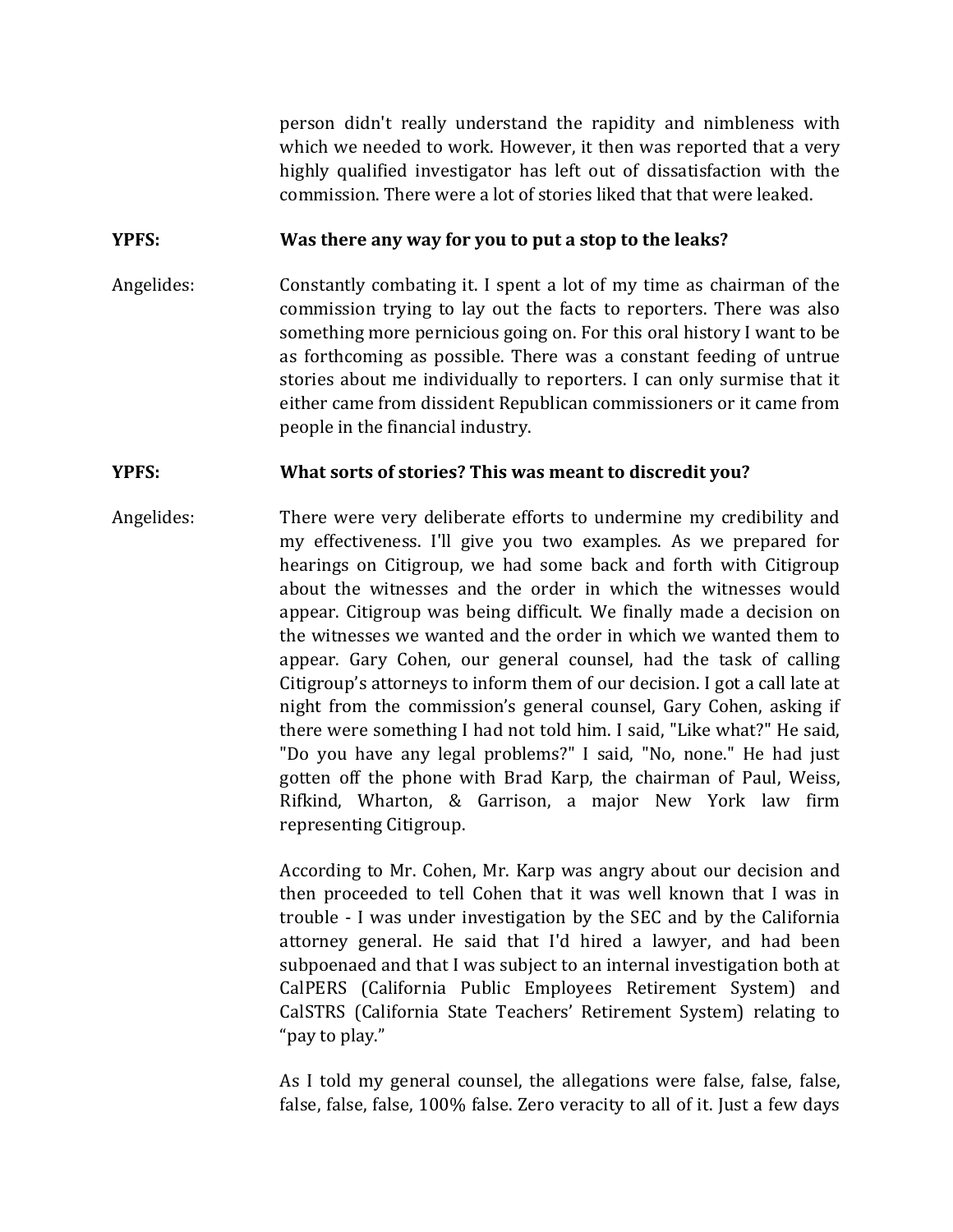person didn't really understand the rapidity and nimbleness with which we needed to work. However, it then was reported that a very highly qualified investigator has left out of dissatisfaction with the commission. There were a lot of stories liked that that were leaked.

**YPFS: Was there any way for you to put a stop to the leaks?**

Angelides: Constantly combating it. I spent a lot of my time as chairman of the commission trying to lay out the facts to reporters. There was also something more pernicious going on. For this oral history I want to be as forthcoming as possible. There was a constant feeding of untrue stories about me individually to reporters. I can only surmise that it either came from dissident Republican commissioners or it came from people in the financial industry.

**YPFS: What sorts of stories? This was meant to discredit you?**

Angelides: There were very deliberate efforts to undermine my credibility and my effectiveness. I'll give you two examples. As we prepared for hearings on Citigroup, we had some back and forth with Citigroup about the witnesses and the order in which the witnesses would appear. Citigroup was being difficult. We finally made a decision on the witnesses we wanted and the order in which we wanted them to appear. Gary Cohen, our general counsel, had the task of calling Citigroup's attorneys to inform them of our decision. I got a call late at night from the commission's general counsel, Gary Cohen, asking if there were something I had not told him. I said, "Like what?" He said, "Do you have any legal problems?" I said, "No, none." He had just gotten off the phone with Brad Karp, the chairman of Paul, Weiss, Rifkind, Wharton, & Garrison, a major New York law firm representing Citigroup.

According to Mr. Cohen, Mr. Karp was angry about our decision and then proceeded to tell Cohen that it was well known that I was in trouble - I was under investigation by the SEC and by the California attorney general. He said that I'd hired a lawyer, and had been subpoenaed and that I was subject to an internal investigation both at CalPERS (California Public Employees Retirement System) and CalSTRS (California State Teachers' Retirement System) relating to "pay to play."

As I told my general counsel, the allegations were false, false, false, false, false, false, false, 100% false. Zero veracity to all of it. Just a few days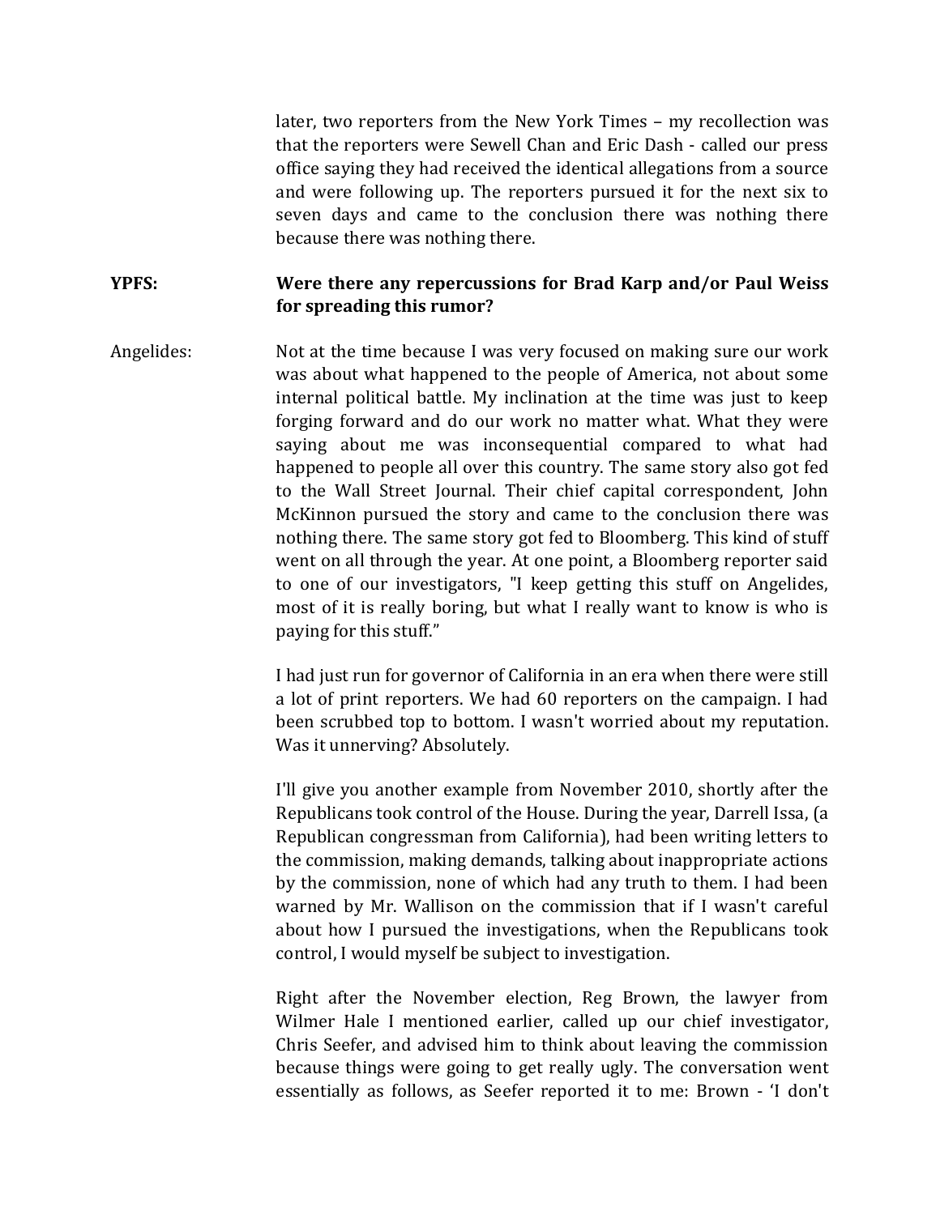later, two reporters from the New York Times – my recollection was that the reporters were Sewell Chan and Eric Dash - called our press office saying they had received the identical allegations from a source and were following up. The reporters pursued it for the next six to seven days and came to the conclusion there was nothing there because there was nothing there.

**YPFS:** **Were there any repercussions for Brad Karp and/or Paul Weiss for spreading this rumor?**

Angelides: Not at the time because I was very focused on making sure our work was about what happened to the people of America, not about some internal political battle. My inclination at the time was just to keep forging forward and do our work no matter what. What they were saying about me was inconsequential compared to what had happened to people all over this country. The same story also got fed to the Wall Street Journal. Their chief capital correspondent, John McKinnon pursued the story and came to the conclusion there was nothing there. The same story got fed to Bloomberg. This kind of stuff went on all through the year. At one point, a Bloomberg reporter said to one of our investigators, "I keep getting this stuff on Angelides, most of it is really boring, but what I really want to know is who is paying for this stuff."

I had just run for governor of California in an era when there were still a lot of print reporters. We had 60 reporters on the campaign. I had been scrubbed top to bottom. I wasn't worried about my reputation. Was it unnerving? Absolutely.

I'll give you another example from November 2010, shortly after the Republicans took control of the House. During the year, Darrell Issa, (a Republican congressman from California), had been writing letters to the commission, making demands, talking about inappropriate actions by the commission, none of which had any truth to them. I had been warned by Mr. Wallison on the commission that if I wasn't careful about how I pursued the investigations, when the Republicans took control, I would myself be subject to investigation.

Right after the November election, Reg Brown, the lawyer from Wilmer Hale I mentioned earlier, called up our chief investigator, Chris Seefer, and advised him to think about leaving the commission because things were going to get really ugly. The conversation went essentially as follows, as Seefer reported it to me: Brown - 'I don't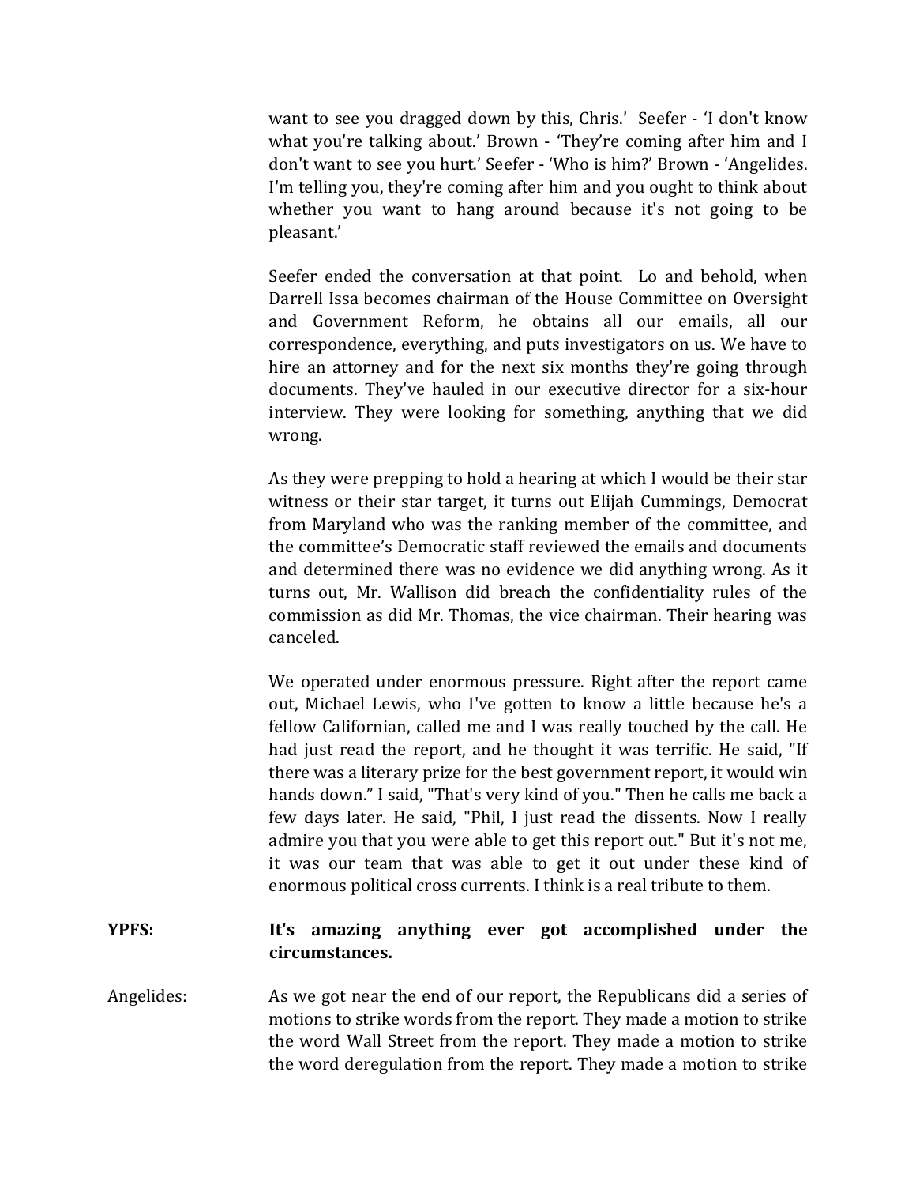want to see you dragged down by this, Chris.' Seefer - 'I don't know what you're talking about.' Brown - 'They're coming after him and I don't want to see you hurt.' Seefer - 'Who is him?' Brown - 'Angelides. I'm telling you, they're coming after him and you ought to think about whether you want to hang around because it's not going to be pleasant.'

Seefer ended the conversation at that point. Lo and behold, when Darrell Issa becomes chairman of the House Committee on Oversight and Government Reform, he obtains all our emails, all our correspondence, everything, and puts investigators on us. We have to hire an attorney and for the next six months they're going through documents. They've hauled in our executive director for a six-hour interview. They were looking for something, anything that we did wrong.

As they were prepping to hold a hearing at which I would be their star witness or their star target, it turns out Elijah Cummings, Democrat from Maryland who was the ranking member of the committee, and the committee's Democratic staff reviewed the emails and documents and determined there was no evidence we did anything wrong. As it turns out, Mr. Wallison did breach the confidentiality rules of the commission as did Mr. Thomas, the vice chairman. Their hearing was canceled.

We operated under enormous pressure. Right after the report came out, Michael Lewis, who I've gotten to know a little because he's a fellow Californian, called me and I was really touched by the call. He had just read the report, and he thought it was terrific. He said, "If there was a literary prize for the best government report, it would win hands down." I said, "That's very kind of you." Then he calls me back a few days later. He said, "Phil, I just read the dissents. Now I really admire you that you were able to get this report out." But it's not me, it was our team that was able to get it out under these kind of enormous political cross currents. I think is a real tribute to them.

**YPFS:** **It's amazing anything ever got accomplished under the circumstances.**

Angelides: As we got near the end of our report, the Republicans did a series of motions to strike words from the report. They made a motion to strike the word Wall Street from the report. They made a motion to strike the word deregulation from the report. They made a motion to strike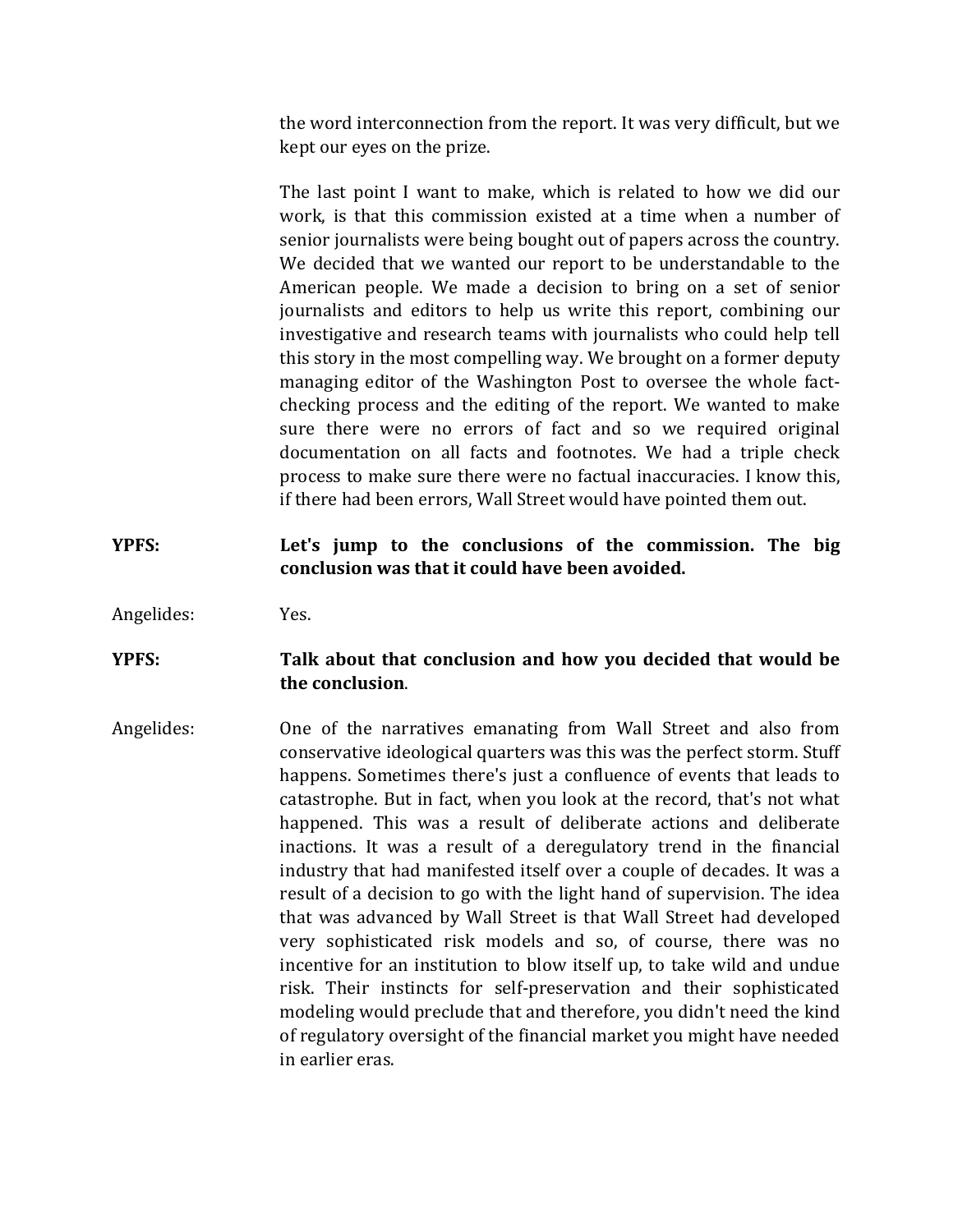the word interconnection from the report. It was very difficult, but we kept our eyes on the prize.

The last point I want to make, which is related to how we did our work, is that this commission existed at a time when a number of senior journalists were being bought out of papers across the country. We decided that we wanted our report to be understandable to the American people. We made a decision to bring on a set of senior journalists and editors to help us write this report, combining our investigative and research teams with journalists who could help tell this story in the most compelling way. We brought on a former deputy managing editor of the Washington Post to oversee the whole fact-checking process and the editing of the report. We wanted to make sure there were no errors of fact and so we required original documentation on all facts and footnotes. We had a triple check process to make sure there were no factual inaccuracies. I know this, if there had been errors, Wall Street would have pointed them out.

**YPFS: Let's jump to the conclusions of the commission. The big conclusion was that it could have been avoided.**

Angelides: Yes.

**YPFS: Talk about that conclusion and how you decided that would be the conclusion.**

Angelides: One of the narratives emanating from Wall Street and also from conservative ideological quarters was this was the perfect storm. Stuff happens. Sometimes there's just a confluence of events that leads to catastrophe. But in fact, when you look at the record, that's not what happened. This was a result of deliberate actions and deliberate inactions. It was a result of a deregulatory trend in the financial industry that had manifested itself over a couple of decades. It was a result of a decision to go with the light hand of supervision. The idea that was advanced by Wall Street is that Wall Street had developed very sophisticated risk models and so, of course, there was no incentive for an institution to blow itself up, to take wild and undue risk. Their instincts for self-preservation and their sophisticated modeling would preclude that and therefore, you didn't need the kind of regulatory oversight of the financial market you might have needed in earlier eras.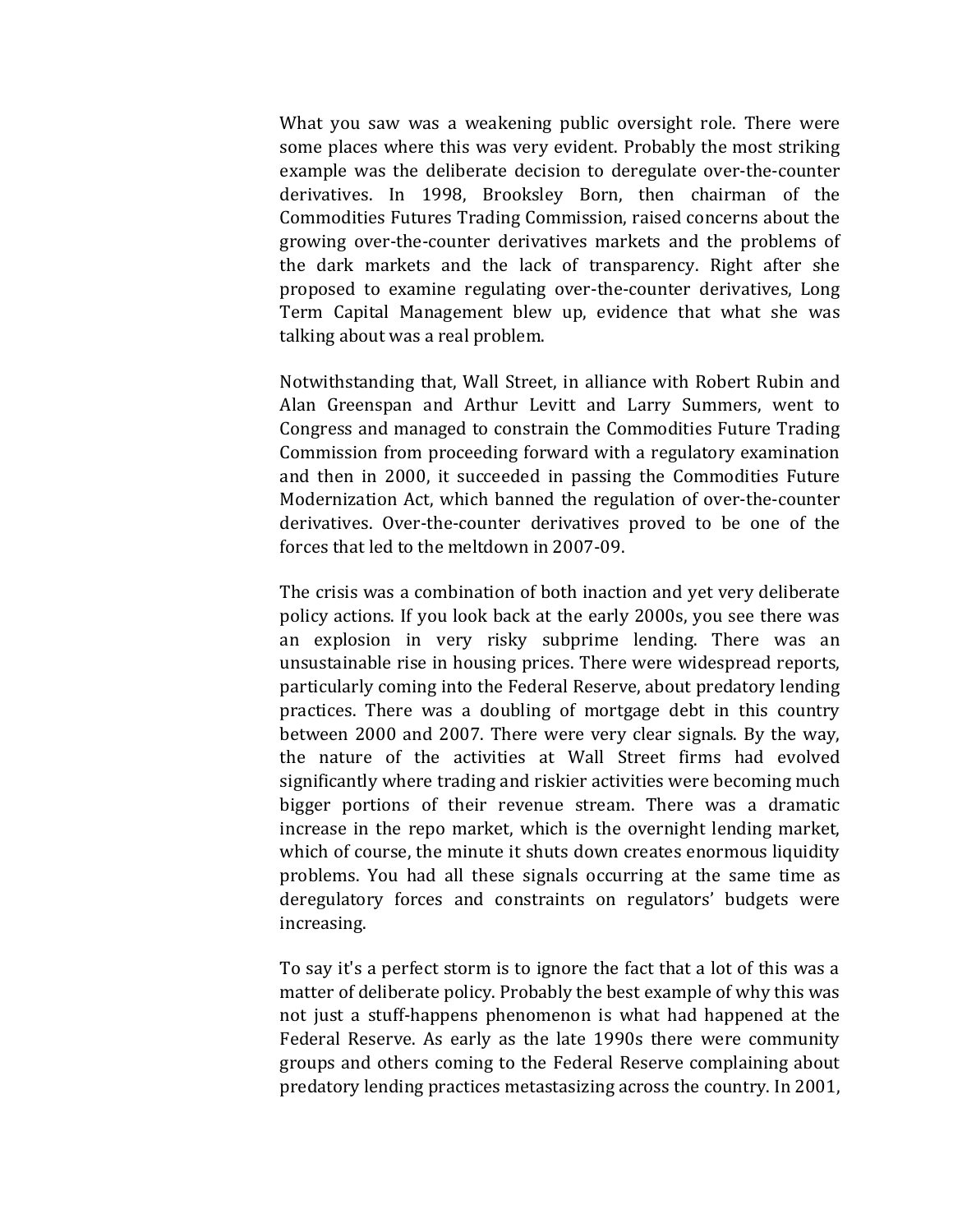What you saw was a weakening public oversight role. There were some places where this was very evident. Probably the most striking example was the deliberate decision to deregulate over-the-counter derivatives. In 1998, Brooksley Born, then chairman of the Commodities Futures Trading Commission, raised concerns about the growing over-the-counter derivatives markets and the problems of the dark markets and the lack of transparency. Right after she proposed to examine regulating over-the-counter derivatives, Long Term Capital Management blew up, evidence that what she was talking about was a real problem.

Notwithstanding that, Wall Street, in alliance with Robert Rubin and Alan Greenspan and Arthur Levitt and Larry Summers, went to Congress and managed to constrain the Commodities Future Trading Commission from proceeding forward with a regulatory examination and then in 2000, it succeeded in passing the Commodities Future Modernization Act, which banned the regulation of over-the-counter derivatives. Over-the-counter derivatives proved to be one of the forces that led to the meltdown in 2007-09.

The crisis was a combination of both inaction and yet very deliberate policy actions. If you look back at the early 2000s, you see there was an explosion in very risky subprime lending. There was an unsustainable rise in housing prices. There were widespread reports, particularly coming into the Federal Reserve, about predatory lending practices. There was a doubling of mortgage debt in this country between 2000 and 2007. There were very clear signals. By the way, the nature of the activities at Wall Street firms had evolved significantly where trading and riskier activities were becoming much bigger portions of their revenue stream. There was a dramatic increase in the repo market, which is the overnight lending market, which of course, the minute it shuts down creates enormous liquidity problems. You had all these signals occurring at the same time as deregulatory forces and constraints on regulators' budgets were increasing.

To say it's a perfect storm is to ignore the fact that a lot of this was a matter of deliberate policy. Probably the best example of why this was not just a stuff-happens phenomenon is what had happened at the Federal Reserve. As early as the late 1990s there were community groups and others coming to the Federal Reserve complaining about predatory lending practices metastasizing across the country. In 2001,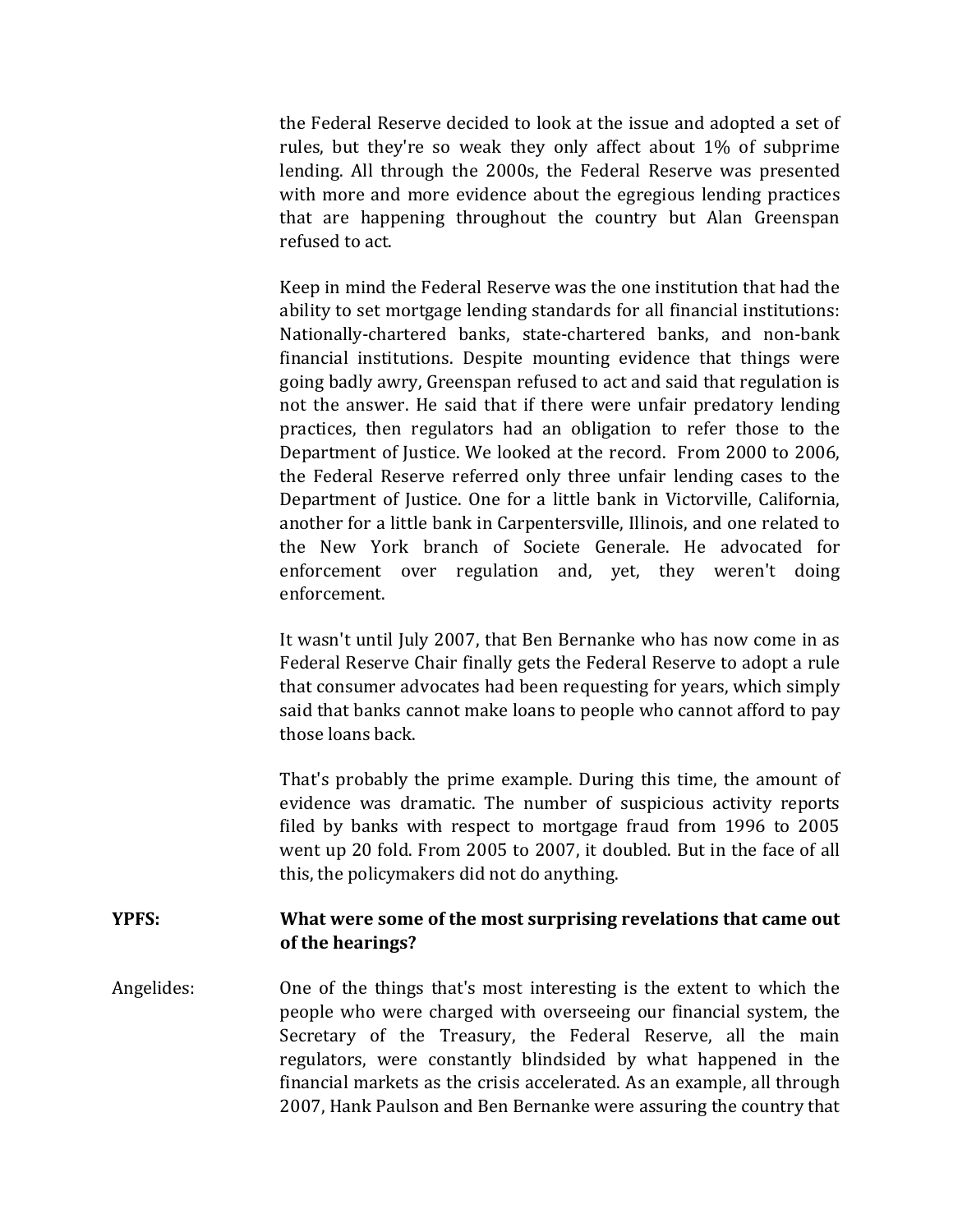the Federal Reserve decided to look at the issue and adopted a set of rules, but they're so weak they only affect about 1% of subprime lending. All through the 2000s, the Federal Reserve was presented with more and more evidence about the egregious lending practices that are happening throughout the country but Alan Greenspan refused to act.

Keep in mind the Federal Reserve was the one institution that had the ability to set mortgage lending standards for all financial institutions: Nationally-chartered banks, state-chartered banks, and non-bank financial institutions. Despite mounting evidence that things were going badly awry, Greenspan refused to act and said that regulation is not the answer. He said that if there were unfair predatory lending practices, then regulators had an obligation to refer those to the Department of Justice. We looked at the record. From 2000 to 2006, the Federal Reserve referred only three unfair lending cases to the Department of Justice. One for a little bank in Victorville, California, another for a little bank in Carpentersville, Illinois, and one related to the New York branch of Societe Generale. He advocated for enforcement over regulation and, yet, they weren't doing enforcement.

It wasn't until July 2007, that Ben Bernanke who has now come in as Federal Reserve Chair finally gets the Federal Reserve to adopt a rule that consumer advocates had been requesting for years, which simply said that banks cannot make loans to people who cannot afford to pay those loans back.

That's probably the prime example. During this time, the amount of evidence was dramatic. The number of suspicious activity reports filed by banks with respect to mortgage fraud from 1996 to 2005 went up 20 fold. From 2005 to 2007, it doubled. But in the face of all this, the policymakers did not do anything.

**YPFS:** **What were some of the most surprising revelations that came out of the hearings?**

Angelides: One of the things that's most interesting is the extent to which the people who were charged with overseeing our financial system, the Secretary of the Treasury, the Federal Reserve, all the main regulators, were constantly blindsided by what happened in the financial markets as the crisis accelerated. As an example, all through 2007, Hank Paulson and Ben Bernanke were assuring the country that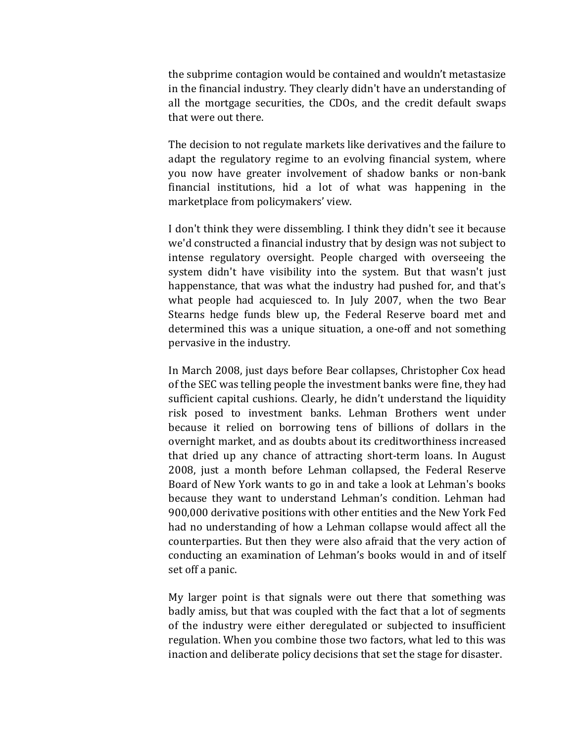the subprime contagion would be contained and wouldn't metastasize in the financial industry. They clearly didn't have an understanding of all the mortgage securities, the CDOs, and the credit default swaps that were out there.

The decision to not regulate markets like derivatives and the failure to adapt the regulatory regime to an evolving financial system, where you now have greater involvement of shadow banks or non-bank financial institutions, hid a lot of what was happening in the marketplace from policymakers' view.

I don't think they were dissembling. I think they didn't see it because we'd constructed a financial industry that by design was not subject to intense regulatory oversight. People charged with overseeing the system didn't have visibility into the system. But that wasn't just happenstance, that was what the industry had pushed for, and that's what people had acquiesced to. In July 2007, when the two Bear Stearns hedge funds blew up, the Federal Reserve board met and determined this was a unique situation, a one-off and not something pervasive in the industry.

In March 2008, just days before Bear collapses, Christopher Cox head of the SEC was telling people the investment banks were fine, they had sufficient capital cushions. Clearly, he didn't understand the liquidity risk posed to investment banks. Lehman Brothers went under because it relied on borrowing tens of billions of dollars in the overnight market, and as doubts about its creditworthiness increased that dried up any chance of attracting short-term loans. In August 2008, just a month before Lehman collapsed, the Federal Reserve Board of New York wants to go in and take a look at Lehman's books because they want to understand Lehman's condition. Lehman had 900,000 derivative positions with other entities and the New York Fed had no understanding of how a Lehman collapse would affect all the counterparties. But then they were also afraid that the very action of conducting an examination of Lehman's books would in and of itself set off a panic.

My larger point is that signals were out there that something was badly amiss, but that was coupled with the fact that a lot of segments of the industry were either deregulated or subjected to insufficient regulation. When you combine those two factors, what led to this was inaction and deliberate policy decisions that set the stage for disaster.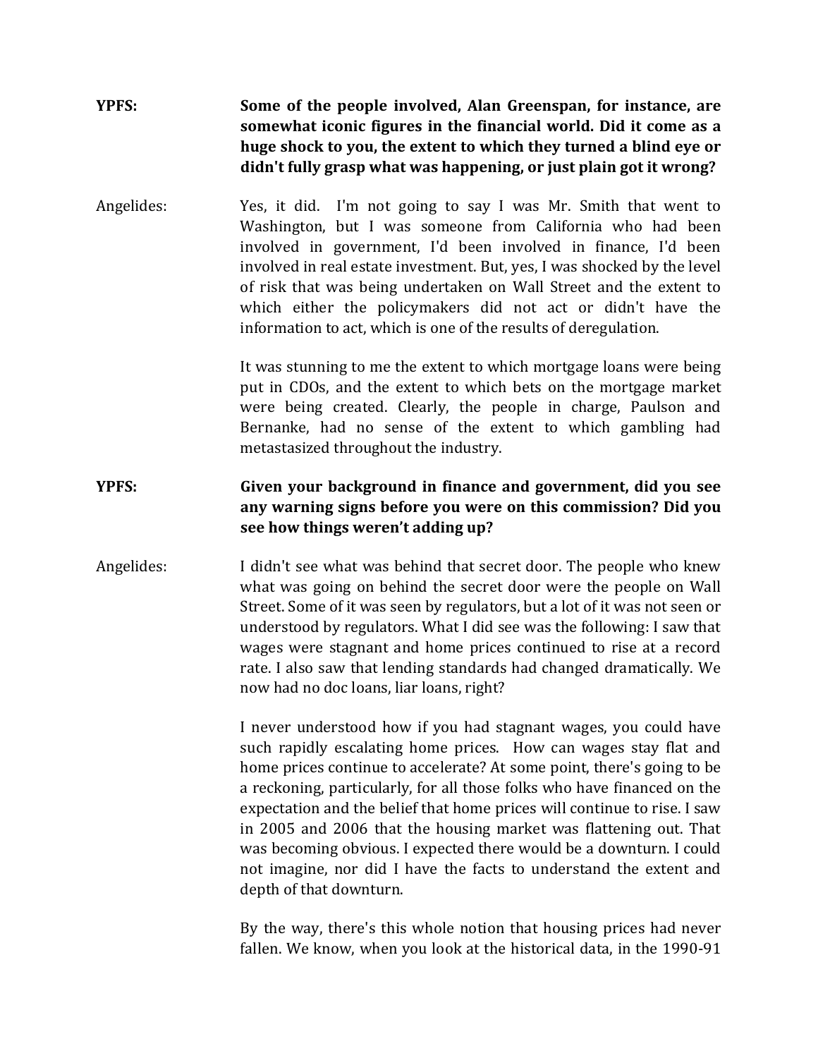**YPFS:** **Some of the people involved, Alan Greenspan, for instance, are somewhat iconic figures in the financial world. Did it come as a huge shock to you, the extent to which they turned a blind eye or didn't fully grasp what was happening, or just plain got it wrong?**

Angelides: Yes, it did. I'm not going to say I was Mr. Smith that went to Washington, but I was someone from California who had been involved in government, I'd been involved in finance, I'd been involved in real estate investment. But, yes, I was shocked by the level of risk that was being undertaken on Wall Street and the extent to which either the policymakers did not act or didn't have the information to act, which is one of the results of deregulation.

It was stunning to me the extent to which mortgage loans were being put in CDOs, and the extent to which bets on the mortgage market were being created. Clearly, the people in charge, Paulson and Bernanke, had no sense of the extent to which gambling had metastasized throughout the industry.

**YPFS:** **Given your background in finance and government, did you see any warning signs before you were on this commission? Did you see how things weren't adding up?**

Angelides: I didn't see what was behind that secret door. The people who knew what was going on behind the secret door were the people on Wall Street. Some of it was seen by regulators, but a lot of it was not seen or understood by regulators. What I did see was the following: I saw that wages were stagnant and home prices continued to rise at a record rate. I also saw that lending standards had changed dramatically. We now had no doc loans, liar loans, right?

I never understood how if you had stagnant wages, you could have such rapidly escalating home prices. How can wages stay flat and home prices continue to accelerate? At some point, there's going to be a reckoning, particularly, for all those folks who have financed on the expectation and the belief that home prices will continue to rise. I saw in 2005 and 2006 that the housing market was flattening out. That was becoming obvious. I expected there would be a downturn. I could not imagine, nor did I have the facts to understand the extent and depth of that downturn.

By the way, there's this whole notion that housing prices had never fallen. We know, when you look at the historical data, in the 1990-91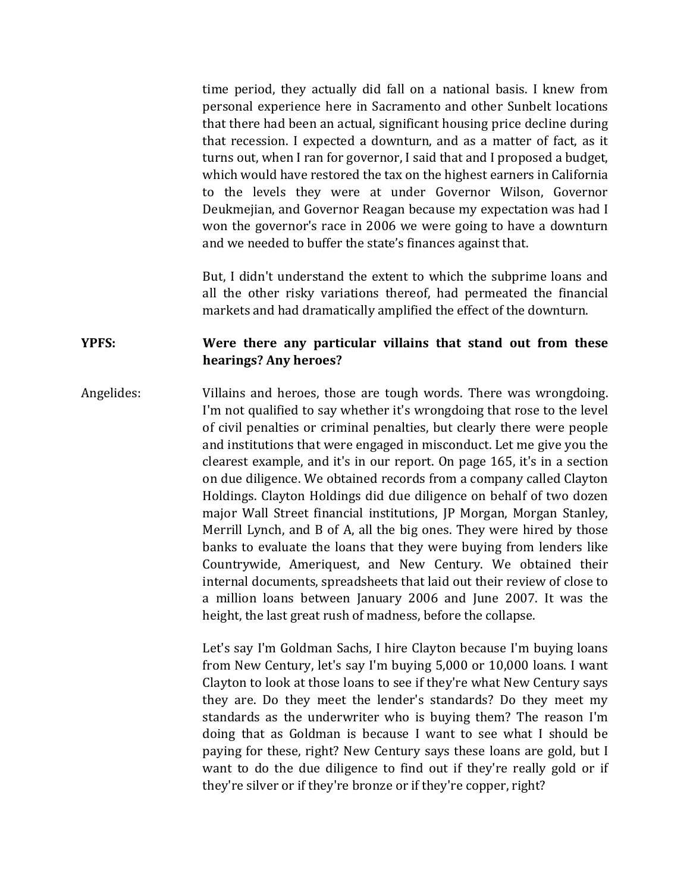time period, they actually did fall on a national basis. I knew from personal experience here in Sacramento and other Sunbelt locations that there had been an actual, significant housing price decline during that recession. I expected a downturn, and as a matter of fact, as it turns out, when I ran for governor, I said that and I proposed a budget, which would have restored the tax on the highest earners in California to the levels they were at under Governor Wilson, Governor Deukmejian, and Governor Reagan because my expectation was had I won the governor's race in 2006 we were going to have a downturn and we needed to buffer the state's finances against that.

But, I didn't understand the extent to which the subprime loans and all the other risky variations thereof, had permeated the financial markets and had dramatically amplified the effect of the downturn.

**YPFS: Were there any particular villains that stand out from these hearings? Any heroes?**

Angelides: Villains and heroes, those are tough words. There was wrongdoing. I'm not qualified to say whether it's wrongdoing that rose to the level of civil penalties or criminal penalties, but clearly there were people and institutions that were engaged in misconduct. Let me give you the clearest example, and it's in our report. On page 165, it's in a section on due diligence. We obtained records from a company called Clayton Holdings. Clayton Holdings did due diligence on behalf of two dozen major Wall Street financial institutions, JP Morgan, Morgan Stanley, Merrill Lynch, and B of A, all the big ones. They were hired by those banks to evaluate the loans that they were buying from lenders like Countrywide, Ameriquest, and New Century. We obtained their internal documents, spreadsheets that laid out their review of close to a million loans between January 2006 and June 2007. It was the height, the last great rush of madness, before the collapse.

Let's say I'm Goldman Sachs, I hire Clayton because I'm buying loans from New Century, let's say I'm buying 5,000 or 10,000 loans. I want Clayton to look at those loans to see if they're what New Century says they are. Do they meet the lender's standards? Do they meet my standards as the underwriter who is buying them? The reason I'm doing that as Goldman is because I want to see what I should be paying for these, right? New Century says these loans are gold, but I want to do the due diligence to find out if they're really gold or if they're silver or if they're bronze or if they're copper, right?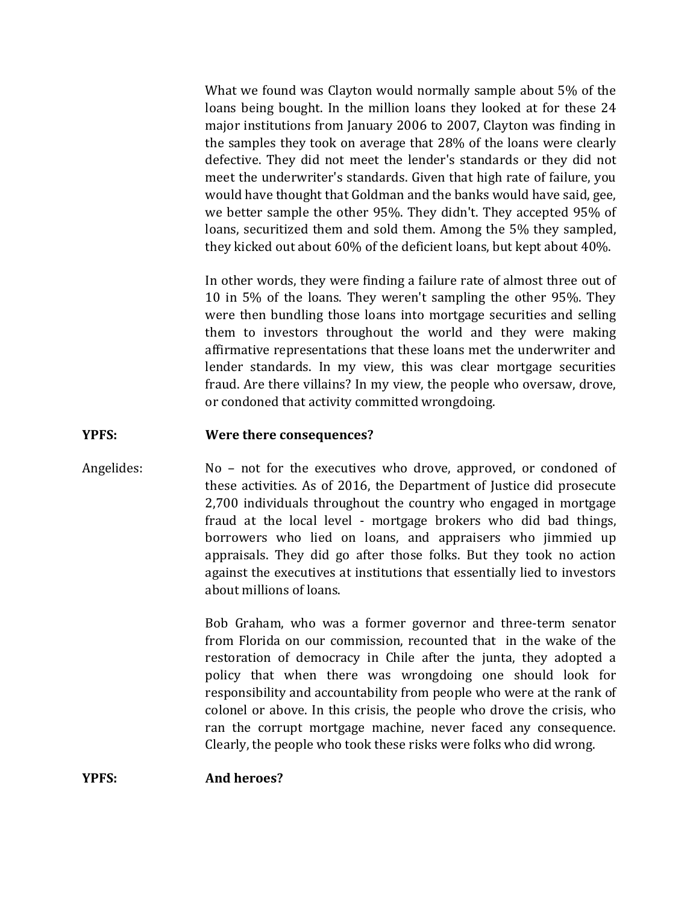What we found was Clayton would normally sample about 5% of the loans being bought. In the million loans they looked at for these 24 major institutions from January 2006 to 2007, Clayton was finding in the samples they took on average that 28% of the loans were clearly defective. They did not meet the lender's standards or they did not meet the underwriter's standards. Given that high rate of failure, you would have thought that Goldman and the banks would have said, gee, we better sample the other 95%. They didn't. They accepted 95% of loans, securitized them and sold them. Among the 5% they sampled, they kicked out about 60% of the deficient loans, but kept about 40%.

In other words, they were finding a failure rate of almost three out of 10 in 5% of the loans. They weren't sampling the other 95%. They were then bundling those loans into mortgage securities and selling them to investors throughout the world and they were making affirmative representations that these loans met the underwriter and lender standards. In my view, this was clear mortgage securities fraud. Are there villains? In my view, the people who oversaw, drove, or condoned that activity committed wrongdoing.

**YPFS:** **Were there consequences?**

Angelides: No – not for the executives who drove, approved, or condoned of these activities. As of 2016, the Department of Justice did prosecute 2,700 individuals throughout the country who engaged in mortgage fraud at the local level - mortgage brokers who did bad things, borrowers who lied on loans, and appraisers who jimmied up appraisals. They did go after those folks. But they took no action against the executives at institutions that essentially lied to investors about millions of loans.

Bob Graham, who was a former governor and three-term senator from Florida on our commission, recounted that in the wake of the restoration of democracy in Chile after the junta, they adopted a policy that when there was wrongdoing one should look for responsibility and accountability from people who were at the rank of colonel or above. In this crisis, the people who drove the crisis, who ran the corrupt mortgage machine, never faced any consequence. Clearly, the people who took these risks were folks who did wrong.

**YPFS:** **And heroes?**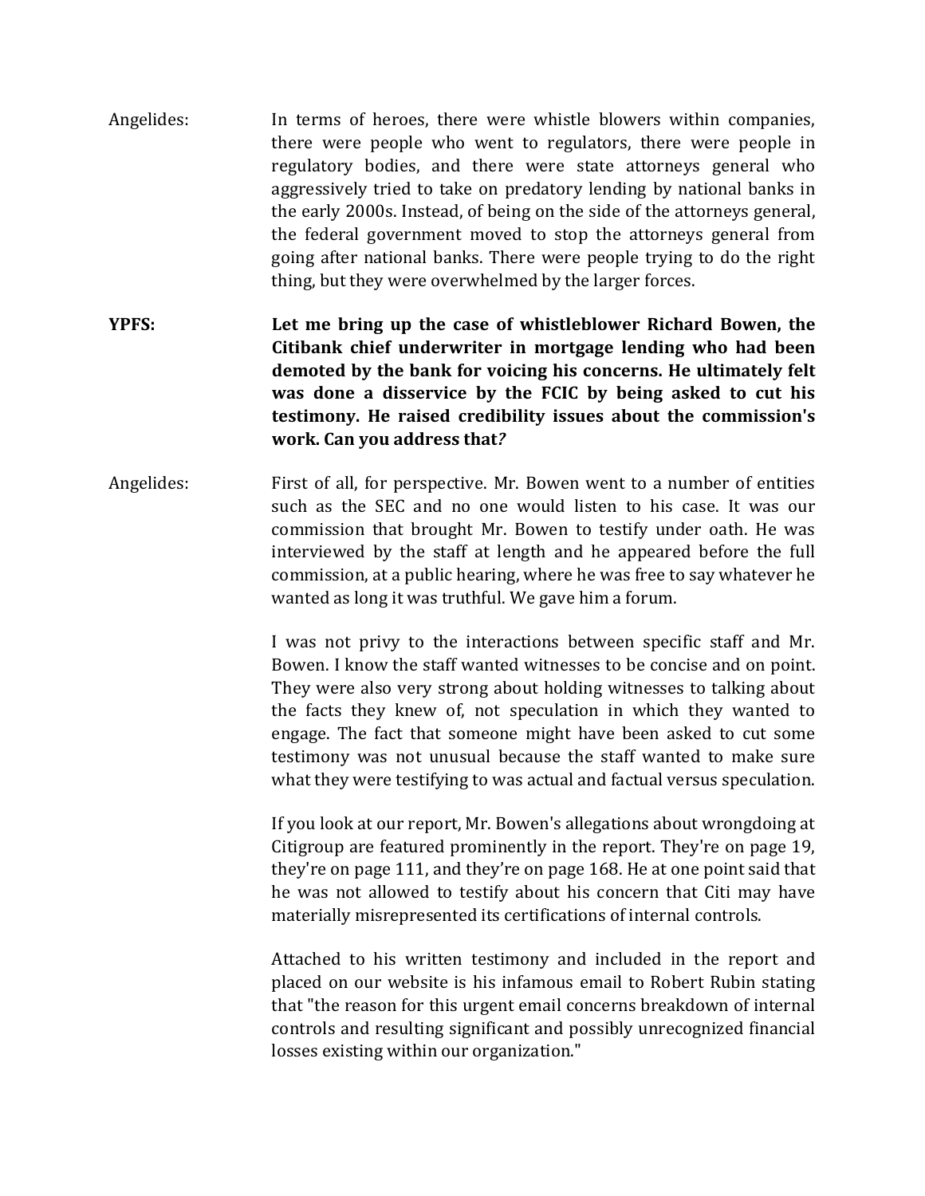Angelides: In terms of heroes, there were whistle blowers within companies, there were people who went to regulators, there were people in regulatory bodies, and there were state attorneys general who aggressively tried to take on predatory lending by national banks in the early 2000s. Instead, of being on the side of the attorneys general, the federal government moved to stop the attorneys general from going after national banks. There were people trying to do the right thing, but they were overwhelmed by the larger forces.

**YPFS: Let me bring up the case of whistleblower Richard Bowen, the Citibank chief underwriter in mortgage lending who had been demoted by the bank for voicing his concerns. He ultimately felt was done a disservice by the FCIC by being asked to cut his testimony. He raised credibility issues about the commission's work. Can you address that?**

Angelides: First of all, for perspective. Mr. Bowen went to a number of entities such as the SEC and no one would listen to his case. It was our commission that brought Mr. Bowen to testify under oath. He was interviewed by the staff at length and he appeared before the full commission, at a public hearing, where he was free to say whatever he wanted as long it was truthful. We gave him a forum.

I was not privy to the interactions between specific staff and Mr. Bowen. I know the staff wanted witnesses to be concise and on point. They were also very strong about holding witnesses to talking about the facts they knew of, not speculation in which they wanted to engage. The fact that someone might have been asked to cut some testimony was not unusual because the staff wanted to make sure what they were testifying to was actual and factual versus speculation.

If you look at our report, Mr. Bowen's allegations about wrongdoing at Citigroup are featured prominently in the report. They're on page 19, they're on page 111, and they're on page 168. He at one point said that he was not allowed to testify about his concern that Citi may have materially misrepresented its certifications of internal controls.

Attached to his written testimony and included in the report and placed on our website is his infamous email to Robert Rubin stating that "the reason for this urgent email concerns breakdown of internal controls and resulting significant and possibly unrecognized financial losses existing within our organization."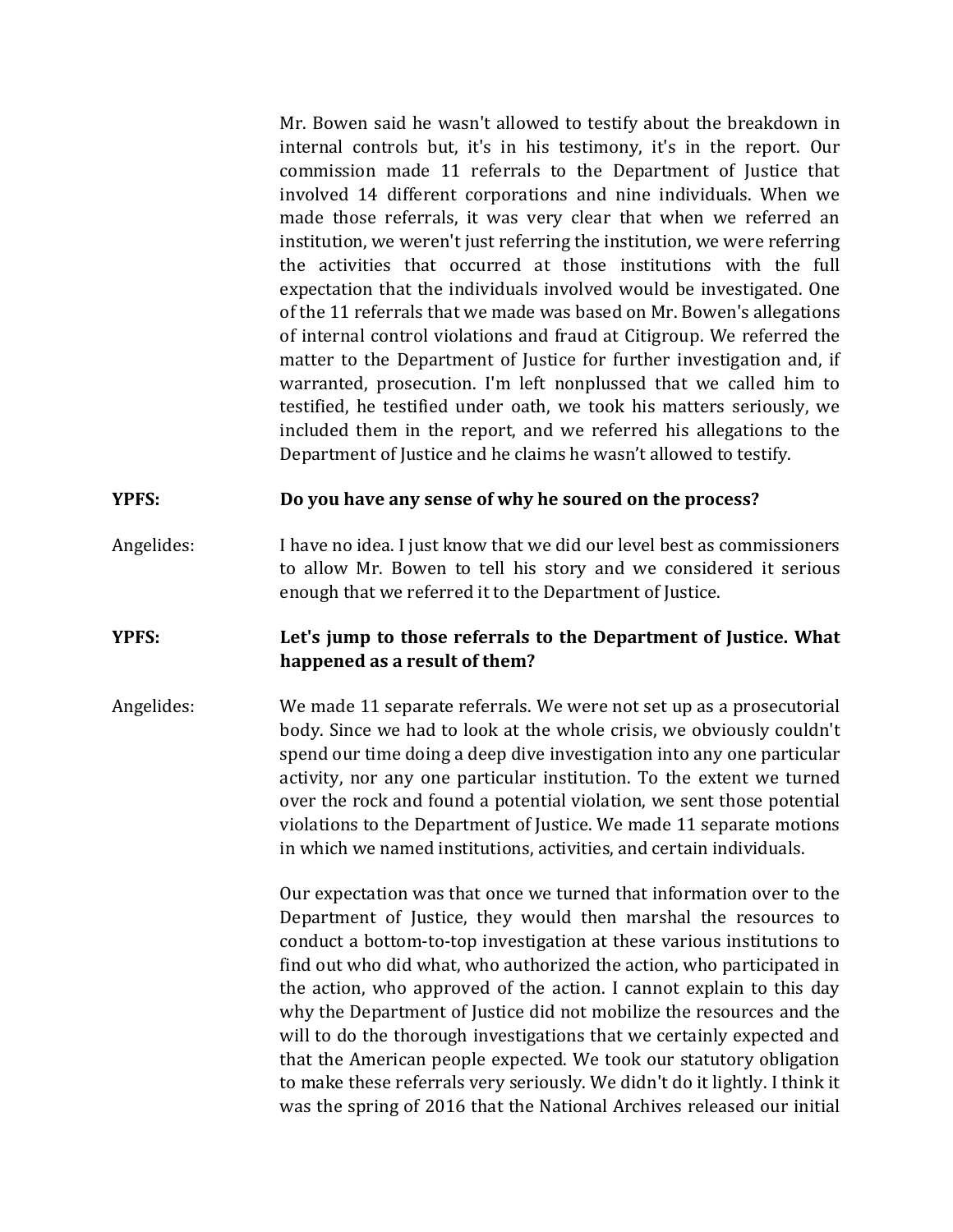Mr. Bowen said he wasn't allowed to testify about the breakdown in internal controls but, it's in his testimony, it's in the report. Our commission made 11 referrals to the Department of Justice that involved 14 different corporations and nine individuals. When we made those referrals, it was very clear that when we referred an institution, we weren't just referring the institution, we were referring the activities that occurred at those institutions with the full expectation that the individuals involved would be investigated. One of the 11 referrals that we made was based on Mr. Bowen's allegations of internal control violations and fraud at Citigroup. We referred the matter to the Department of Justice for further investigation and, if warranted, prosecution. I'm left nonplussed that we called him to testified, he testified under oath, we took his matters seriously, we included them in the report, and we referred his allegations to the Department of Justice and he claims he wasn't allowed to testify.

**YPFS:** **Do you have any sense of why he soured on the process?**

Angelides: I have no idea. I just know that we did our level best as commissioners to allow Mr. Bowen to tell his story and we considered it serious enough that we referred it to the Department of Justice.

**YPFS:** **Let's jump to those referrals to the Department of Justice. What happened as a result of them?**

Angelides: We made 11 separate referrals. We were not set up as a prosecutorial body. Since we had to look at the whole crisis, we obviously couldn't spend our time doing a deep dive investigation into any one particular activity, nor any one particular institution. To the extent we turned over the rock and found a potential violation, we sent those potential violations to the Department of Justice. We made 11 separate motions in which we named institutions, activities, and certain individuals.

Our expectation was that once we turned that information over to the Department of Justice, they would then marshal the resources to conduct a bottom-to-top investigation at these various institutions to find out who did what, who authorized the action, who participated in the action, who approved of the action. I cannot explain to this day why the Department of Justice did not mobilize the resources and the will to do the thorough investigations that we certainly expected and that the American people expected. We took our statutory obligation to make these referrals very seriously. We didn't do it lightly. I think it was the spring of 2016 that the National Archives released our initial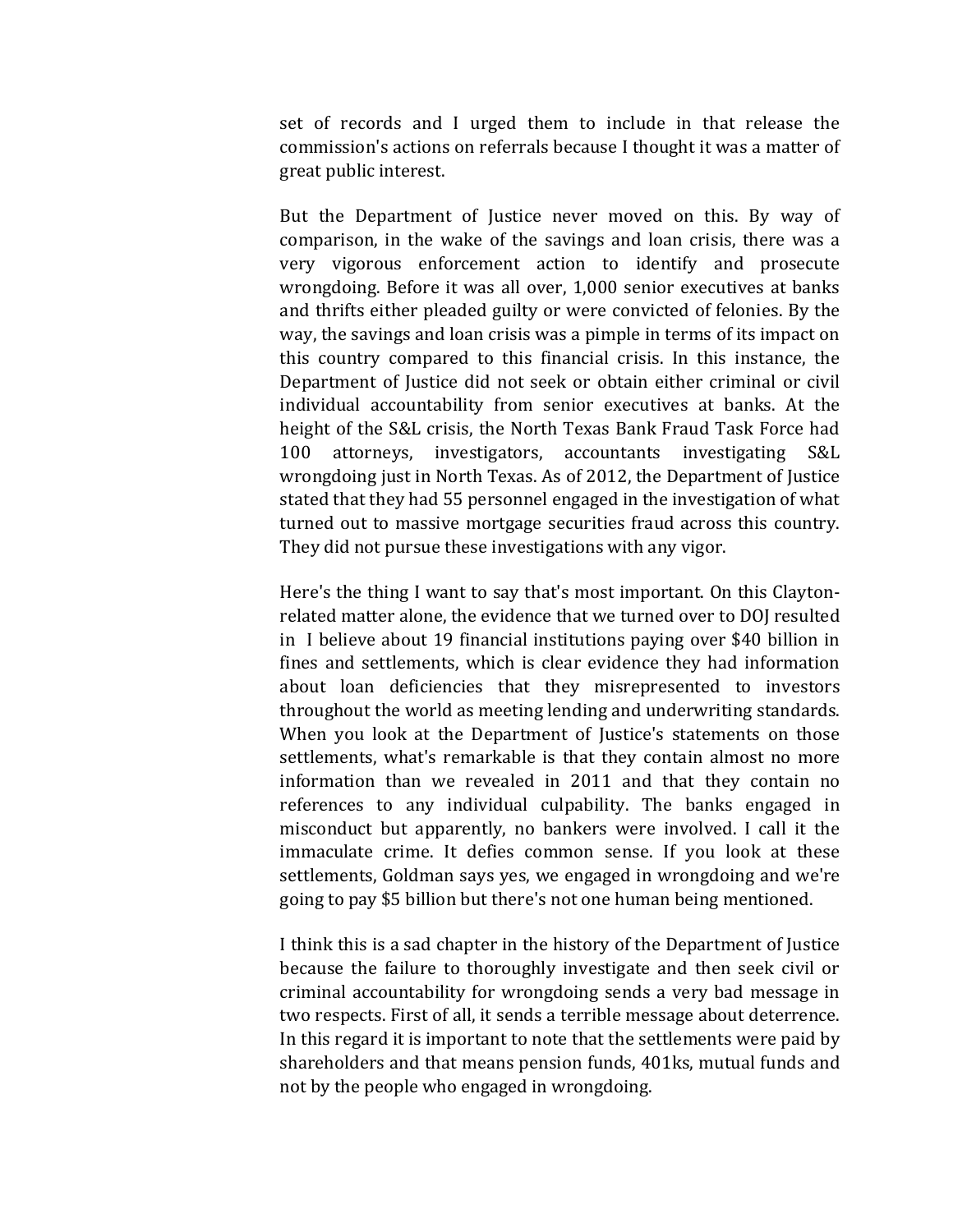set of records and I urged them to include in that release the commission's actions on referrals because I thought it was a matter of great public interest.

But the Department of Justice never moved on this. By way of comparison, in the wake of the savings and loan crisis, there was a very vigorous enforcement action to identify and prosecute wrongdoing. Before it was all over, 1,000 senior executives at banks and thrifts either pleaded guilty or were convicted of felonies. By the way, the savings and loan crisis was a pimple in terms of its impact on this country compared to this financial crisis. In this instance, the Department of Justice did not seek or obtain either criminal or civil individual accountability from senior executives at banks. At the height of the S&L crisis, the North Texas Bank Fraud Task Force had 100 attorneys, investigators, accountants investigating S&L wrongdoing just in North Texas. As of 2012, the Department of Justice stated that they had 55 personnel engaged in the investigation of what turned out to massive mortgage securities fraud across this country. They did not pursue these investigations with any vigor.

Here's the thing I want to say that's most important. On this Clayton-related matter alone, the evidence that we turned over to DOJ resulted in I believe about 19 financial institutions paying over $40 billion in fines and settlements, which is clear evidence they had information about loan deficiencies that they misrepresented to investors throughout the world as meeting lending and underwriting standards. When you look at the Department of Justice's statements on those settlements, what's remarkable is that they contain almost no more information than we revealed in 2011 and that they contain no references to any individual culpability. The banks engaged in misconduct but apparently, no bankers were involved. I call it the immaculate crime. It defies common sense. If you look at these settlements, Goldman says yes, we engaged in wrongdoing and we're going to pay $5 billion but there's not one human being mentioned.

I think this is a sad chapter in the history of the Department of Justice because the failure to thoroughly investigate and then seek civil or criminal accountability for wrongdoing sends a very bad message in two respects. First of all, it sends a terrible message about deterrence. In this regard it is important to note that the settlements were paid by shareholders and that means pension funds, 401ks, mutual funds and not by the people who engaged in wrongdoing.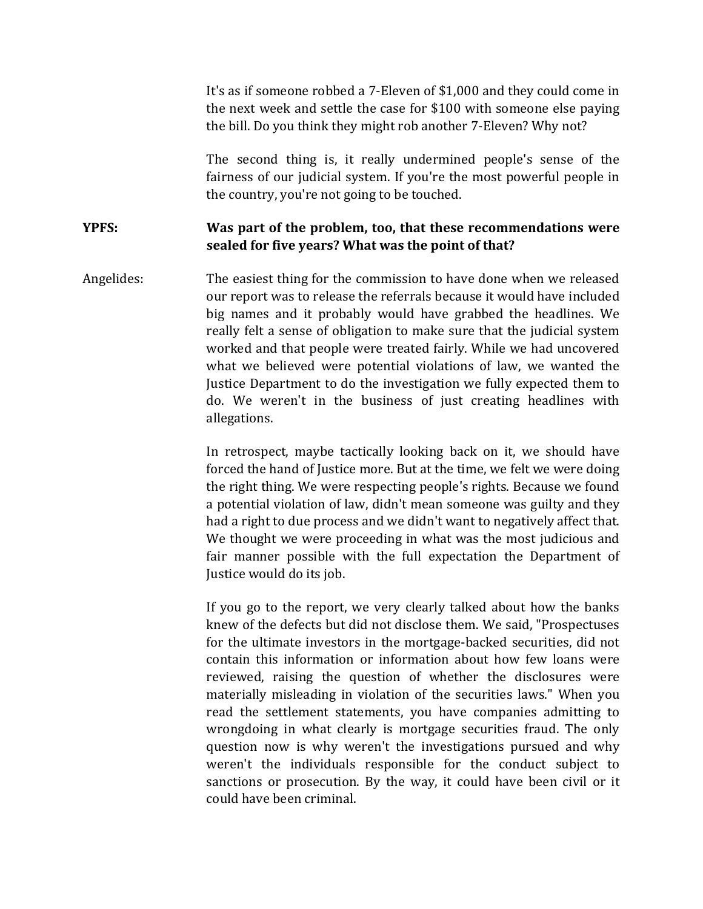It's as if someone robbed a 7-Eleven of $1,000 and they could come in the next week and settle the case for $100 with someone else paying the bill. Do you think they might rob another 7-Eleven? Why not?

The second thing is, it really undermined people's sense of the fairness of our judicial system. If you're the most powerful people in the country, you're not going to be touched.

**YPFS:** **Was part of the problem, too, that these recommendations were sealed for five years? What was the point of that?**

Angelides: The easiest thing for the commission to have done when we released our report was to release the referrals because it would have included big names and it probably would have grabbed the headlines. We really felt a sense of obligation to make sure that the judicial system worked and that people were treated fairly. While we had uncovered what we believed were potential violations of law, we wanted the Justice Department to do the investigation we fully expected them to do. We weren't in the business of just creating headlines with allegations.

In retrospect, maybe tactically looking back on it, we should have forced the hand of Justice more. But at the time, we felt we were doing the right thing. We were respecting people's rights. Because we found a potential violation of law, didn't mean someone was guilty and they had a right to due process and we didn't want to negatively affect that. We thought we were proceeding in what was the most judicious and fair manner possible with the full expectation the Department of Justice would do its job.

If you go to the report, we very clearly talked about how the banks knew of the defects but did not disclose them. We said, "Prospectuses for the ultimate investors in the mortgage-backed securities, did not contain this information or information about how few loans were reviewed, raising the question of whether the disclosures were materially misleading in violation of the securities laws." When you read the settlement statements, you have companies admitting to wrongdoing in what clearly is mortgage securities fraud. The only question now is why weren't the investigations pursued and why weren't the individuals responsible for the conduct subject to sanctions or prosecution. By the way, it could have been civil or it could have been criminal.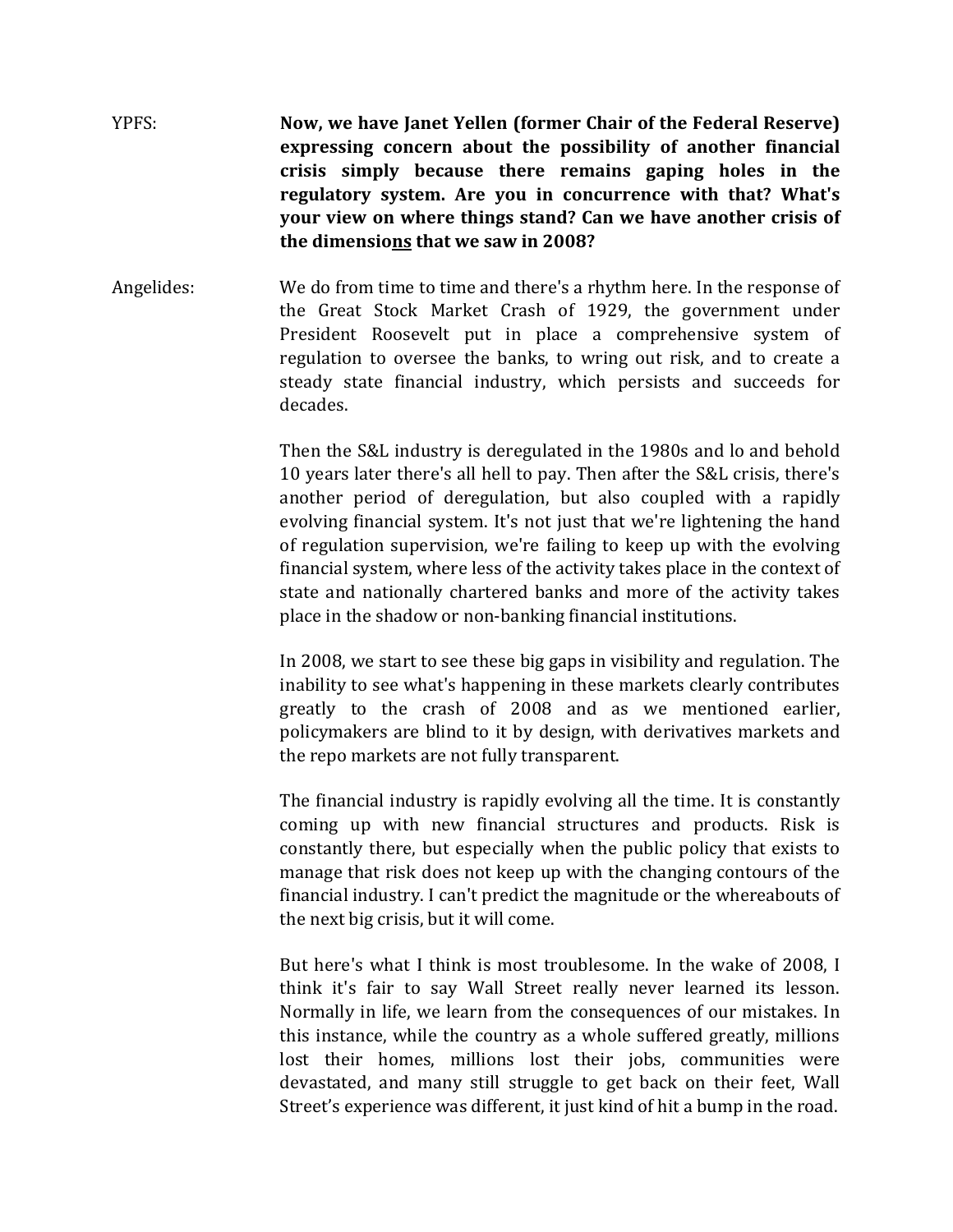YPFS: **Now, we have Janet Yellen (former Chair of the Federal Reserve) expressing concern about the possibility of another financial crisis simply because there remains gaping holes in the regulatory system. Are you in concurrence with that? What's your view on where things stand? Can we have another crisis of the dimensions that we saw in 2008?**

Angelides: We do from time to time and there's a rhythm here. In the response of the Great Stock Market Crash of 1929, the government under President Roosevelt put in place a comprehensive system of regulation to oversee the banks, to wring out risk, and to create a steady state financial industry, which persists and succeeds for decades.

Then the S&L industry is deregulated in the 1980s and lo and behold 10 years later there's all hell to pay. Then after the S&L crisis, there's another period of deregulation, but also coupled with a rapidly evolving financial system. It's not just that we're lightening the hand of regulation supervision, we're failing to keep up with the evolving financial system, where less of the activity takes place in the context of state and nationally chartered banks and more of the activity takes place in the shadow or non-banking financial institutions.

In 2008, we start to see these big gaps in visibility and regulation. The inability to see what's happening in these markets clearly contributes greatly to the crash of 2008 and as we mentioned earlier, policymakers are blind to it by design, with derivatives markets and the repo markets are not fully transparent.

The financial industry is rapidly evolving all the time. It is constantly coming up with new financial structures and products. Risk is constantly there, but especially when the public policy that exists to manage that risk does not keep up with the changing contours of the financial industry. I can't predict the magnitude or the whereabouts of the next big crisis, but it will come.

But here's what I think is most troublesome. In the wake of 2008, I think it's fair to say Wall Street really never learned its lesson. Normally in life, we learn from the consequences of our mistakes. In this instance, while the country as a whole suffered greatly, millions lost their homes, millions lost their jobs, communities were devastated, and many still struggle to get back on their feet, Wall Street's experience was different, it just kind of hit a bump in the road.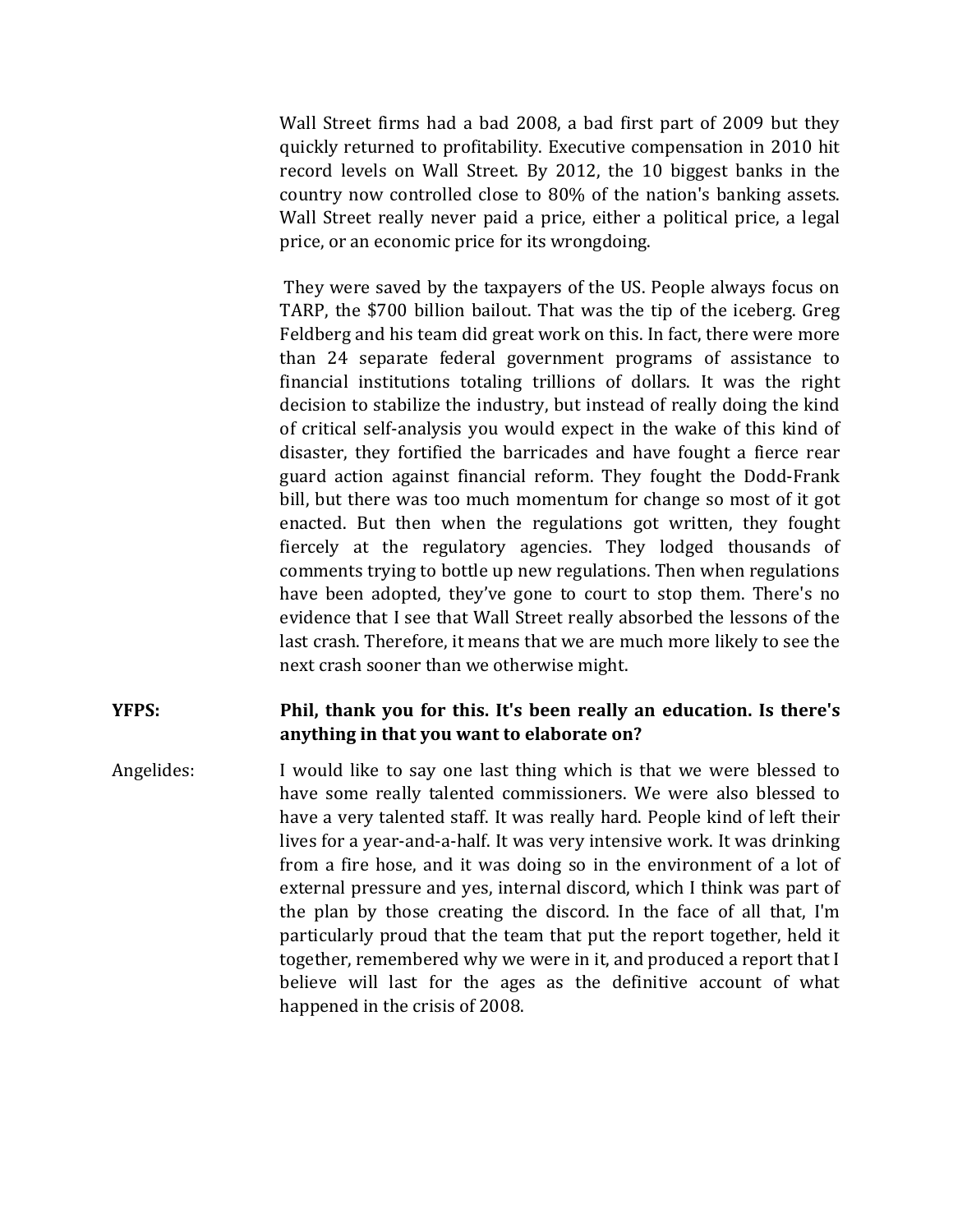Wall Street firms had a bad 2008, a bad first part of 2009 but they quickly returned to profitability. Executive compensation in 2010 hit record levels on Wall Street. By 2012, the 10 biggest banks in the country now controlled close to 80% of the nation's banking assets. Wall Street really never paid a price, either a political price, a legal price, or an economic price for its wrongdoing.

They were saved by the taxpayers of the US. People always focus on TARP, the $700 billion bailout. That was the tip of the iceberg. Greg Feldberg and his team did great work on this. In fact, there were more than 24 separate federal government programs of assistance to financial institutions totaling trillions of dollars. It was the right decision to stabilize the industry, but instead of really doing the kind of critical self-analysis you would expect in the wake of this kind of disaster, they fortified the barricades and have fought a fierce rear guard action against financial reform. They fought the Dodd-Frank bill, but there was too much momentum for change so most of it got enacted. But then when the regulations got written, they fought fiercely at the regulatory agencies. They lodged thousands of comments trying to bottle up new regulations. Then when regulations have been adopted, they've gone to court to stop them. There's no evidence that I see that Wall Street really absorbed the lessons of the last crash. Therefore, it means that we are much more likely to see the next crash sooner than we otherwise might.

**YFPS:** **Phil, thank you for this. It's been really an education. Is there's anything in that you want to elaborate on?**

Angelides: I would like to say one last thing which is that we were blessed to have some really talented commissioners. We were also blessed to have a very talented staff. It was really hard. People kind of left their lives for a year-and-a-half. It was very intensive work. It was drinking from a fire hose, and it was doing so in the environment of a lot of external pressure and yes, internal discord, which I think was part of the plan by those creating the discord. In the face of all that, I'm particularly proud that the team that put the report together, held it together, remembered why we were in it, and produced a report that I believe will last for the ages as the definitive account of what happened in the crisis of 2008.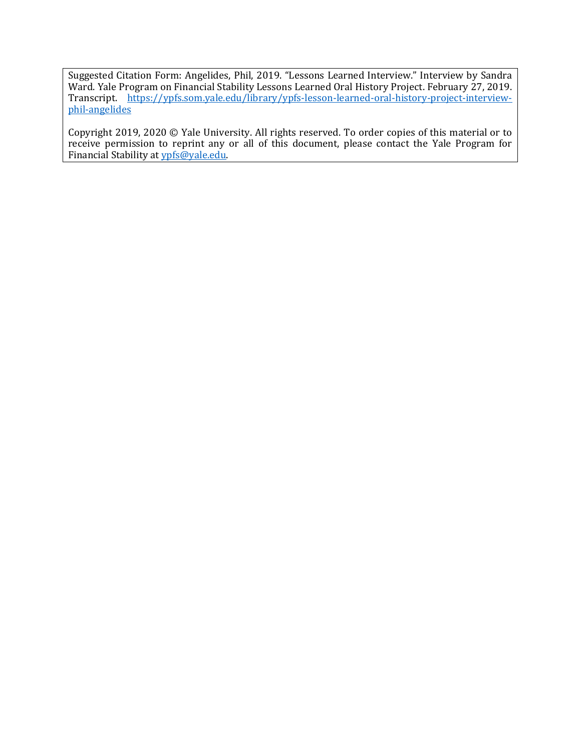Suggested Citation Form: Angelides, Phil, 2019. "Lessons Learned Interview." Interview by Sandra Ward. Yale Program on Financial Stability Lessons Learned Oral History Project. February 27, 2019. Transcript. https://ypfs.som.yale.edu/library/ypfs-lesson-learned-oral-history-project-interview-phil-angelides

Copyright 2019, 2020 © Yale University. All rights reserved. To order copies of this material or to receive permission to reprint any or all of this document, please contact the Yale Program for Financial Stability at ypfs@yale.edu.